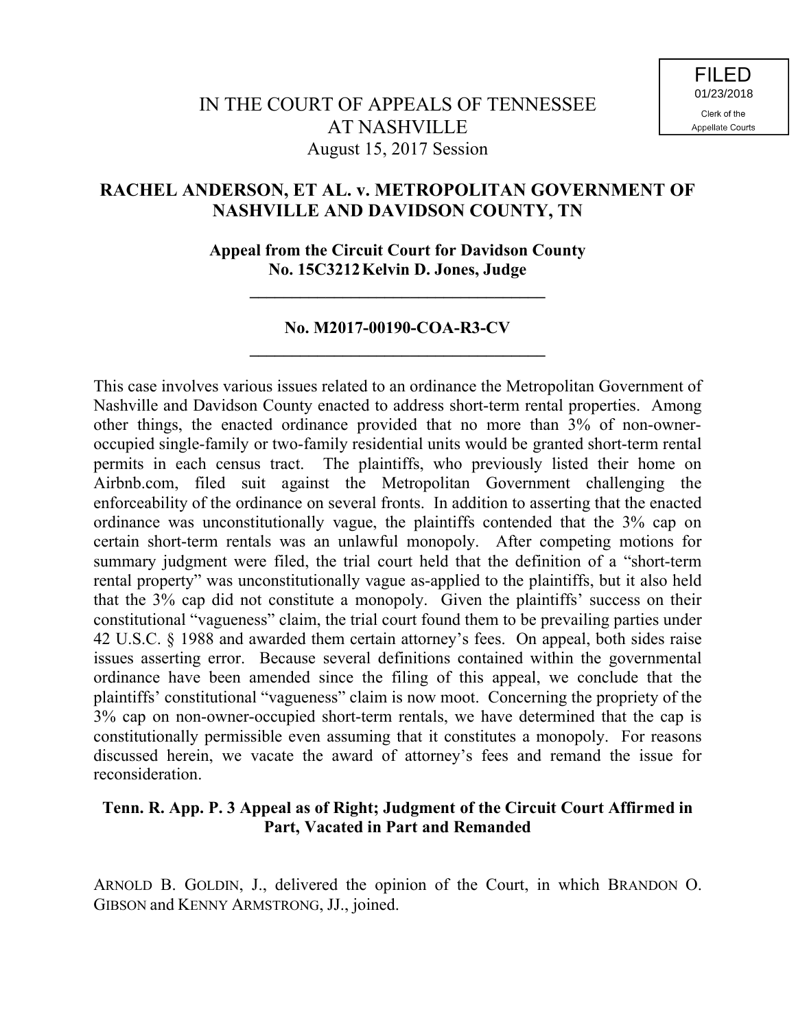FILED
01/23/2018
Clerk of the
Appellate Courts

# IN THE COURT OF APPEALS OF TENNESSEE AT NASHVILLE

August 15, 2017 Session

## RACHEL ANDERSON, ET AL. v. METROPOLITAN GOVERNMENT OF NASHVILLE AND DAVIDSON COUNTY, TN

**Appeal from the Circuit Court for Davidson County**
**No. 15C3212 Kelvin D. Jones, Judge**

---

**No. M2017-00190-COA-R3-CV**

---

This case involves various issues related to an ordinance the Metropolitan Government of Nashville and Davidson County enacted to address short-term rental properties. Among other things, the enacted ordinance provided that no more than 3% of non-owner-occupied single-family or two-family residential units would be granted short-term rental permits in each census tract. The plaintiffs, who previously listed their home on Airbnb.com, filed suit against the Metropolitan Government challenging the enforceability of the ordinance on several fronts. In addition to asserting that the enacted ordinance was unconstitutionally vague, the plaintiffs contended that the 3% cap on certain short-term rentals was an unlawful monopoly. After competing motions for summary judgment were filed, the trial court held that the definition of a "short-term rental property" was unconstitutionally vague as-applied to the plaintiffs, but it also held that the 3% cap did not constitute a monopoly. Given the plaintiffs' success on their constitutional "vagueness" claim, the trial court found them to be prevailing parties under 42 U.S.C. § 1988 and awarded them certain attorney's fees. On appeal, both sides raise issues asserting error. Because several definitions contained within the governmental ordinance have been amended since the filing of this appeal, we conclude that the plaintiffs' constitutional "vagueness" claim is now moot. Concerning the propriety of the 3% cap on non-owner-occupied short-term rentals, we have determined that the cap is constitutionally permissible even assuming that it constitutes a monopoly. For reasons discussed herein, we vacate the award of attorney's fees and remand the issue for reconsideration.

**Tenn. R. App. P. 3 Appeal as of Right; Judgment of the Circuit Court Affirmed in Part, Vacated in Part and Remanded**

ARNOLD B. GOLDIN, J., delivered the opinion of the Court, in which BRANDON O. GIBSON and KENNY ARMSTRONG, JJ., joined.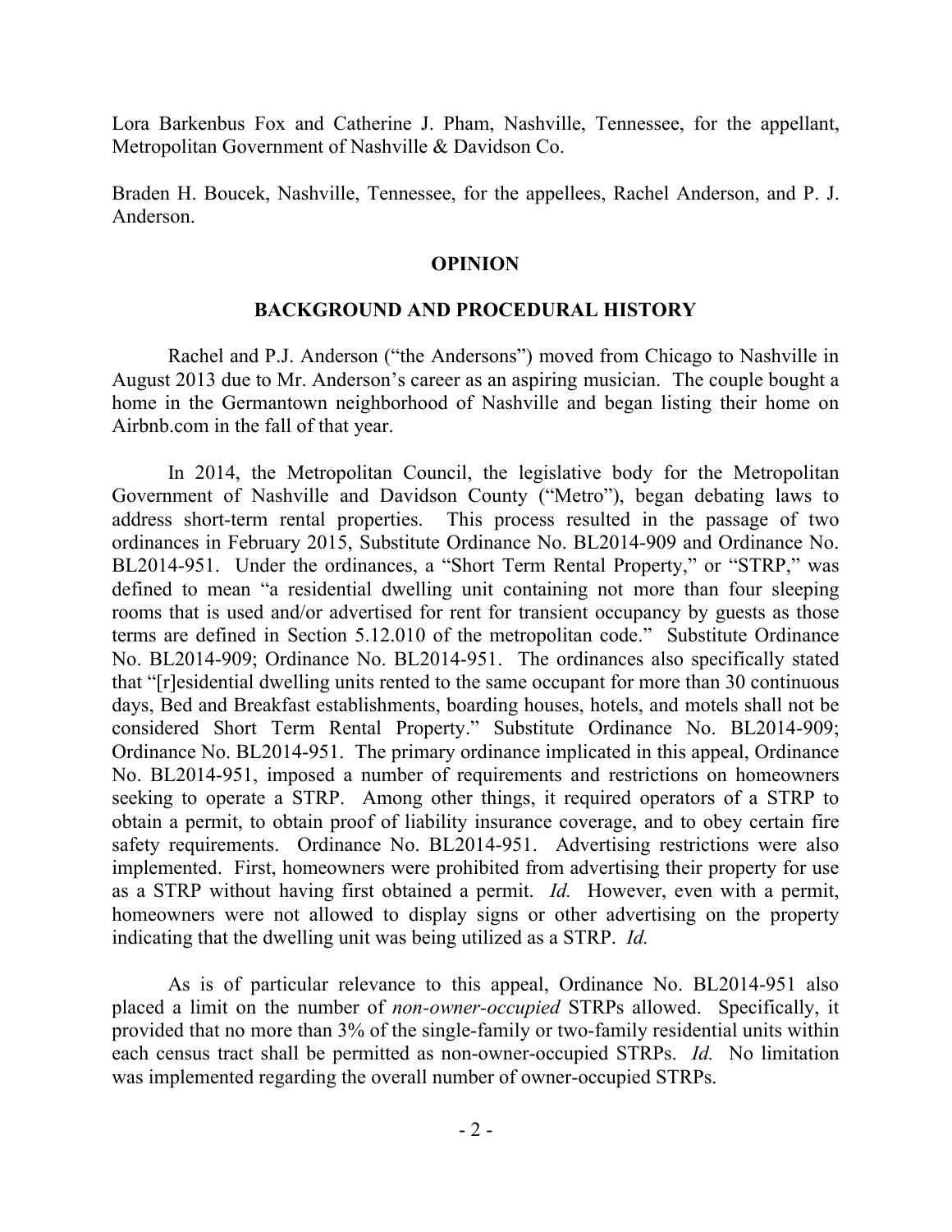Lora Barkenbus Fox and Catherine J. Pham, Nashville, Tennessee, for the appellant, Metropolitan Government of Nashville & Davidson Co.

Braden H. Boucek, Nashville, Tennessee, for the appellees, Rachel Anderson, and P. J. Anderson.

## OPINION

### BACKGROUND AND PROCEDURAL HISTORY

Rachel and P.J. Anderson ("the Andersons") moved from Chicago to Nashville in August 2013 due to Mr. Anderson's career as an aspiring musician. The couple bought a home in the Germantown neighborhood of Nashville and began listing their home on Airbnb.com in the fall of that year.

In 2014, the Metropolitan Council, the legislative body for the Metropolitan Government of Nashville and Davidson County ("Metro"), began debating laws to address short-term rental properties. This process resulted in the passage of two ordinances in February 2015, Substitute Ordinance No. BL2014-909 and Ordinance No. BL2014-951. Under the ordinances, a "Short Term Rental Property," or "STRP," was defined to mean "a residential dwelling unit containing not more than four sleeping rooms that is used and/or advertised for rent for transient occupancy by guests as those terms are defined in Section 5.12.010 of the metropolitan code." Substitute Ordinance No. BL2014-909; Ordinance No. BL2014-951. The ordinances also specifically stated that "[r]esidential dwelling units rented to the same occupant for more than 30 continuous days, Bed and Breakfast establishments, boarding houses, hotels, and motels shall not be considered Short Term Rental Property." Substitute Ordinance No. BL2014-909; Ordinance No. BL2014-951. The primary ordinance implicated in this appeal, Ordinance No. BL2014-951, imposed a number of requirements and restrictions on homeowners seeking to operate a STRP. Among other things, it required operators of a STRP to obtain a permit, to obtain proof of liability insurance coverage, and to obey certain fire safety requirements. Ordinance No. BL2014-951. Advertising restrictions were also implemented. First, homeowners were prohibited from advertising their property for use as a STRP without having first obtained a permit. *Id.* However, even with a permit, homeowners were not allowed to display signs or other advertising on the property indicating that the dwelling unit was being utilized as a STRP. *Id.*

As is of particular relevance to this appeal, Ordinance No. BL2014-951 also placed a limit on the number of *non-owner-occupied* STRPs allowed. Specifically, it provided that no more than 3% of the single-family or two-family residential units within each census tract shall be permitted as non-owner-occupied STRPs. *Id.* No limitation was implemented regarding the overall number of owner-occupied STRPs.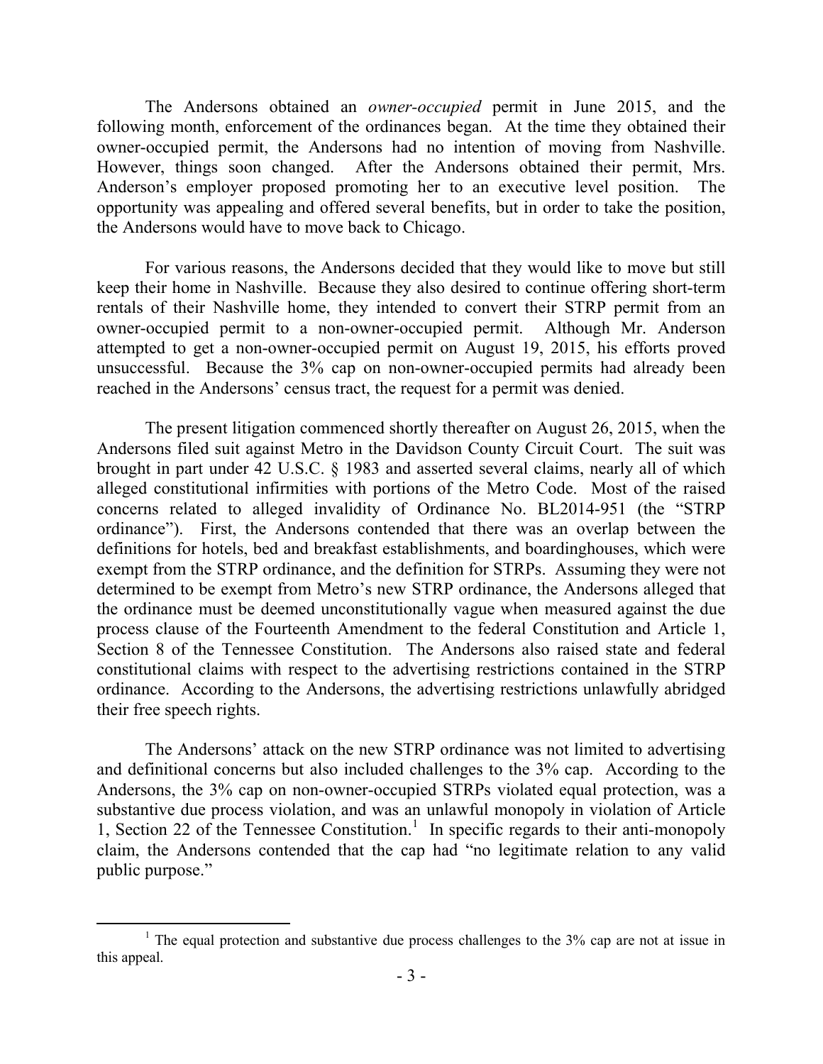The Andersons obtained an *owner-occupied* permit in June 2015, and the following month, enforcement of the ordinances began. At the time they obtained their owner-occupied permit, the Andersons had no intention of moving from Nashville. However, things soon changed. After the Andersons obtained their permit, Mrs. Anderson's employer proposed promoting her to an executive level position. The opportunity was appealing and offered several benefits, but in order to take the position, the Andersons would have to move back to Chicago.

For various reasons, the Andersons decided that they would like to move but still keep their home in Nashville. Because they also desired to continue offering short-term rentals of their Nashville home, they intended to convert their STRP permit from an owner-occupied permit to a non-owner-occupied permit. Although Mr. Anderson attempted to get a non-owner-occupied permit on August 19, 2015, his efforts proved unsuccessful. Because the 3% cap on non-owner-occupied permits had already been reached in the Andersons' census tract, the request for a permit was denied.

The present litigation commenced shortly thereafter on August 26, 2015, when the Andersons filed suit against Metro in the Davidson County Circuit Court. The suit was brought in part under 42 U.S.C. § 1983 and asserted several claims, nearly all of which alleged constitutional infirmities with portions of the Metro Code. Most of the raised concerns related to alleged invalidity of Ordinance No. BL2014-951 (the "STRP ordinance"). First, the Andersons contended that there was an overlap between the definitions for hotels, bed and breakfast establishments, and boardinghouses, which were exempt from the STRP ordinance, and the definition for STRPs. Assuming they were not determined to be exempt from Metro's new STRP ordinance, the Andersons alleged that the ordinance must be deemed unconstitutionally vague when measured against the due process clause of the Fourteenth Amendment to the federal Constitution and Article 1, Section 8 of the Tennessee Constitution. The Andersons also raised state and federal constitutional claims with respect to the advertising restrictions contained in the STRP ordinance. According to the Andersons, the advertising restrictions unlawfully abridged their free speech rights.

The Andersons' attack on the new STRP ordinance was not limited to advertising and definitional concerns but also included challenges to the 3% cap. According to the Andersons, the 3% cap on non-owner-occupied STRPs violated equal protection, was a substantive due process violation, and was an unlawful monopoly in violation of Article 1, Section 22 of the Tennessee Constitution.[1] In specific regards to their anti-monopoly claim, the Andersons contended that the cap had "no legitimate relation to any valid public purpose."

[1] The equal protection and substantive due process challenges to the 3% cap are not at issue in this appeal.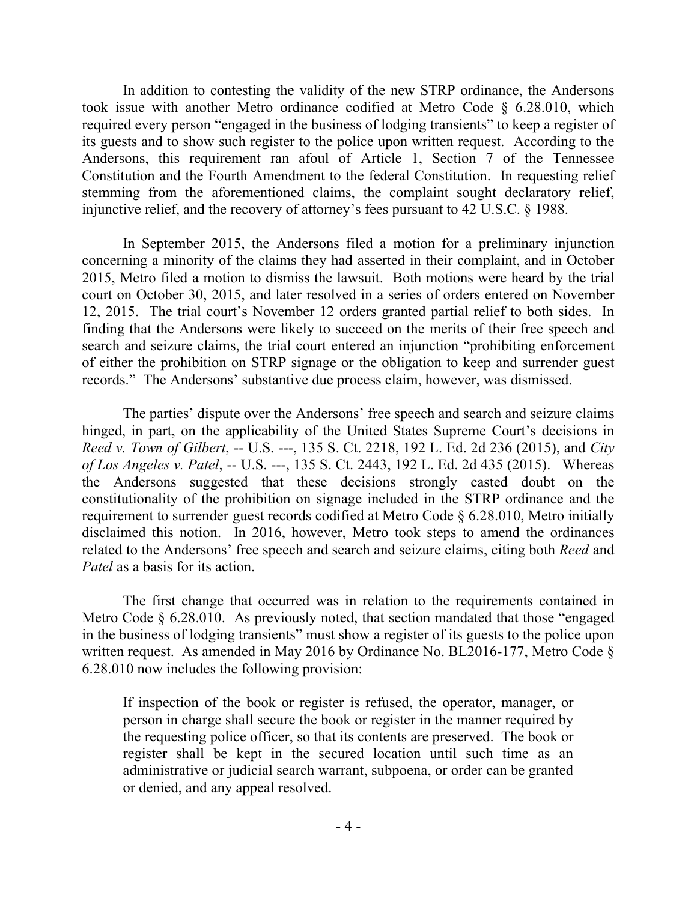In addition to contesting the validity of the new STRP ordinance, the Andersons took issue with another Metro ordinance codified at Metro Code § 6.28.010, which required every person "engaged in the business of lodging transients" to keep a register of its guests and to show such register to the police upon written request. According to the Andersons, this requirement ran afoul of Article 1, Section 7 of the Tennessee Constitution and the Fourth Amendment to the federal Constitution. In requesting relief stemming from the aforementioned claims, the complaint sought declaratory relief, injunctive relief, and the recovery of attorney's fees pursuant to 42 U.S.C. § 1988.

In September 2015, the Andersons filed a motion for a preliminary injunction concerning a minority of the claims they had asserted in their complaint, and in October 2015, Metro filed a motion to dismiss the lawsuit. Both motions were heard by the trial court on October 30, 2015, and later resolved in a series of orders entered on November 12, 2015. The trial court's November 12 orders granted partial relief to both sides. In finding that the Andersons were likely to succeed on the merits of their free speech and search and seizure claims, the trial court entered an injunction "prohibiting enforcement of either the prohibition on STRP signage or the obligation to keep and surrender guest records." The Andersons' substantive due process claim, however, was dismissed.

The parties' dispute over the Andersons' free speech and search and seizure claims hinged, in part, on the applicability of the United States Supreme Court's decisions in *Reed v. Town of Gilbert*, -- U.S. ---, 135 S. Ct. 2218, 192 L. Ed. 2d 236 (2015), and *City of Los Angeles v. Patel*, -- U.S. ---, 135 S. Ct. 2443, 192 L. Ed. 2d 435 (2015). Whereas the Andersons suggested that these decisions strongly casted doubt on the constitutionality of the prohibition on signage included in the STRP ordinance and the requirement to surrender guest records codified at Metro Code § 6.28.010, Metro initially disclaimed this notion. In 2016, however, Metro took steps to amend the ordinances related to the Andersons' free speech and search and seizure claims, citing both *Reed* and *Patel* as a basis for its action.

The first change that occurred was in relation to the requirements contained in Metro Code § 6.28.010. As previously noted, that section mandated that those "engaged in the business of lodging transients" must show a register of its guests to the police upon written request. As amended in May 2016 by Ordinance No. BL2016-177, Metro Code § 6.28.010 now includes the following provision:

> If inspection of the book or register is refused, the operator, manager, or person in charge shall secure the book or register in the manner required by the requesting police officer, so that its contents are preserved. The book or register shall be kept in the secured location until such time as an administrative or judicial search warrant, subpoena, or order can be granted or denied, and any appeal resolved.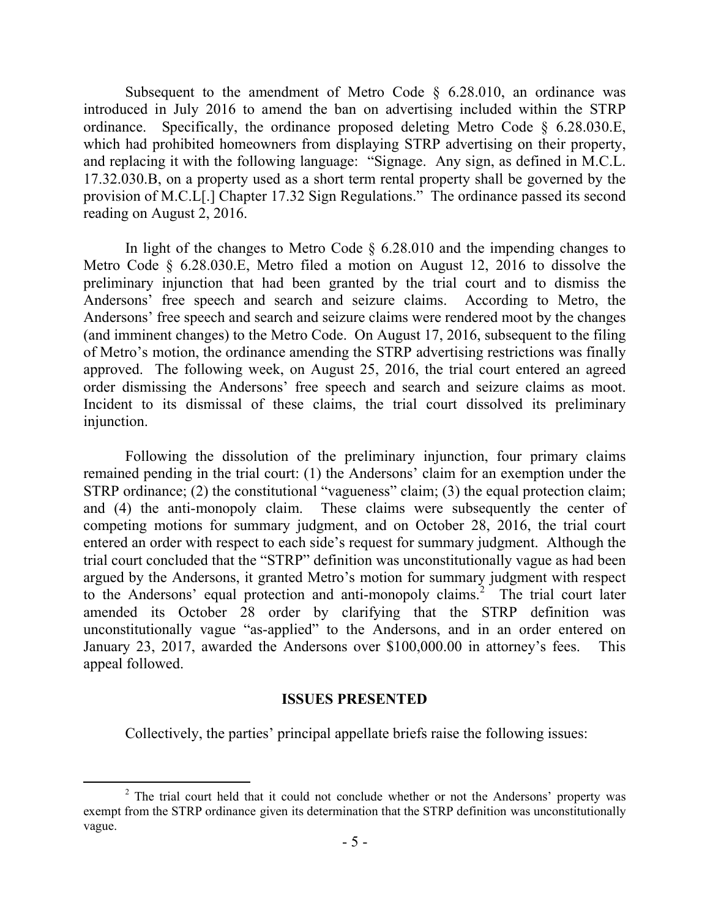Subsequent to the amendment of Metro Code § 6.28.010, an ordinance was introduced in July 2016 to amend the ban on advertising included within the STRP ordinance. Specifically, the ordinance proposed deleting Metro Code § 6.28.030.E, which had prohibited homeowners from displaying STRP advertising on their property, and replacing it with the following language: "Signage. Any sign, as defined in M.C.L. 17.32.030.B, on a property used as a short term rental property shall be governed by the provision of M.C.L[.] Chapter 17.32 Sign Regulations." The ordinance passed its second reading on August 2, 2016.

In light of the changes to Metro Code § 6.28.010 and the impending changes to Metro Code § 6.28.030.E, Metro filed a motion on August 12, 2016 to dissolve the preliminary injunction that had been granted by the trial court and to dismiss the Andersons' free speech and search and seizure claims. According to Metro, the Andersons' free speech and search and seizure claims were rendered moot by the changes (and imminent changes) to the Metro Code. On August 17, 2016, subsequent to the filing of Metro's motion, the ordinance amending the STRP advertising restrictions was finally approved. The following week, on August 25, 2016, the trial court entered an agreed order dismissing the Andersons' free speech and search and seizure claims as moot. Incident to its dismissal of these claims, the trial court dissolved its preliminary injunction.

Following the dissolution of the preliminary injunction, four primary claims remained pending in the trial court: (1) the Andersons' claim for an exemption under the STRP ordinance; (2) the constitutional "vagueness" claim; (3) the equal protection claim; and (4) the anti-monopoly claim. These claims were subsequently the center of competing motions for summary judgment, and on October 28, 2016, the trial court entered an order with respect to each side's request for summary judgment. Although the trial court concluded that the "STRP" definition was unconstitutionally vague as had been argued by the Andersons, it granted Metro's motion for summary judgment with respect to the Andersons' equal protection and anti-monopoly claims.[2] The trial court later amended its October 28 order by clarifying that the STRP definition was unconstitutionally vague "as-applied" to the Andersons, and in an order entered on January 23, 2017, awarded the Andersons over $100,000.00 in attorney's fees. This appeal followed.

## ISSUES PRESENTED

Collectively, the parties' principal appellate briefs raise the following issues:

---

[2] The trial court held that it could not conclude whether or not the Andersons' property was exempt from the STRP ordinance given its determination that the STRP definition was unconstitutionally vague.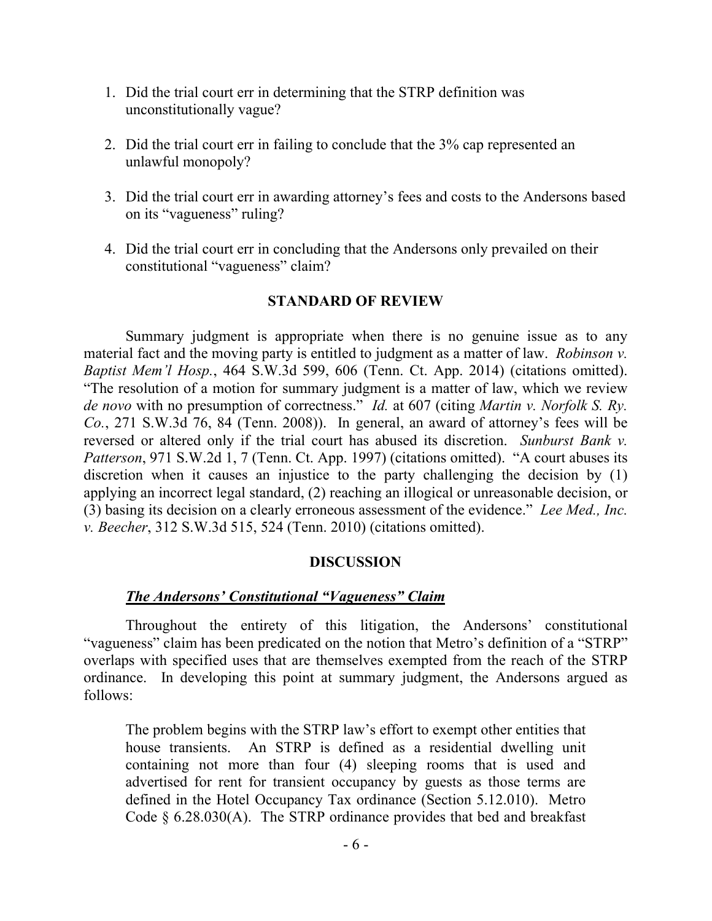1. Did the trial court err in determining that the STRP definition was unconstitutionally vague?

2. Did the trial court err in failing to conclude that the 3% cap represented an unlawful monopoly?

3. Did the trial court err in awarding attorney's fees and costs to the Andersons based on its "vagueness" ruling?

4. Did the trial court err in concluding that the Andersons only prevailed on their constitutional "vagueness" claim?

## STANDARD OF REVIEW

Summary judgment is appropriate when there is no genuine issue as to any material fact and the moving party is entitled to judgment as a matter of law. *Robinson v. Baptist Mem'l Hosp.*, 464 S.W.3d 599, 606 (Tenn. Ct. App. 2014) (citations omitted). "The resolution of a motion for summary judgment is a matter of law, which we review *de novo* with no presumption of correctness." *Id.* at 607 (citing *Martin v. Norfolk S. Ry. Co.*, 271 S.W.3d 76, 84 (Tenn. 2008)). In general, an award of attorney's fees will be reversed or altered only if the trial court has abused its discretion. *Sunburst Bank v. Patterson*, 971 S.W.2d 1, 7 (Tenn. Ct. App. 1997) (citations omitted). "A court abuses its discretion when it causes an injustice to the party challenging the decision by (1) applying an incorrect legal standard, (2) reaching an illogical or unreasonable decision, or (3) basing its decision on a clearly erroneous assessment of the evidence." *Lee Med., Inc. v. Beecher*, 312 S.W.3d 515, 524 (Tenn. 2010) (citations omitted).

## DISCUSSION

### *The Andersons' Constitutional "Vagueness" Claim*

Throughout the entirety of this litigation, the Andersons' constitutional "vagueness" claim has been predicated on the notion that Metro's definition of a "STRP" overlaps with specified uses that are themselves exempted from the reach of the STRP ordinance. In developing this point at summary judgment, the Andersons argued as follows:

> The problem begins with the STRP law's effort to exempt other entities that house transients. An STRP is defined as a residential dwelling unit containing not more than four (4) sleeping rooms that is used and advertised for rent for transient occupancy by guests as those terms are defined in the Hotel Occupancy Tax ordinance (Section 5.12.010). Metro Code § 6.28.030(A). The STRP ordinance provides that bed and breakfast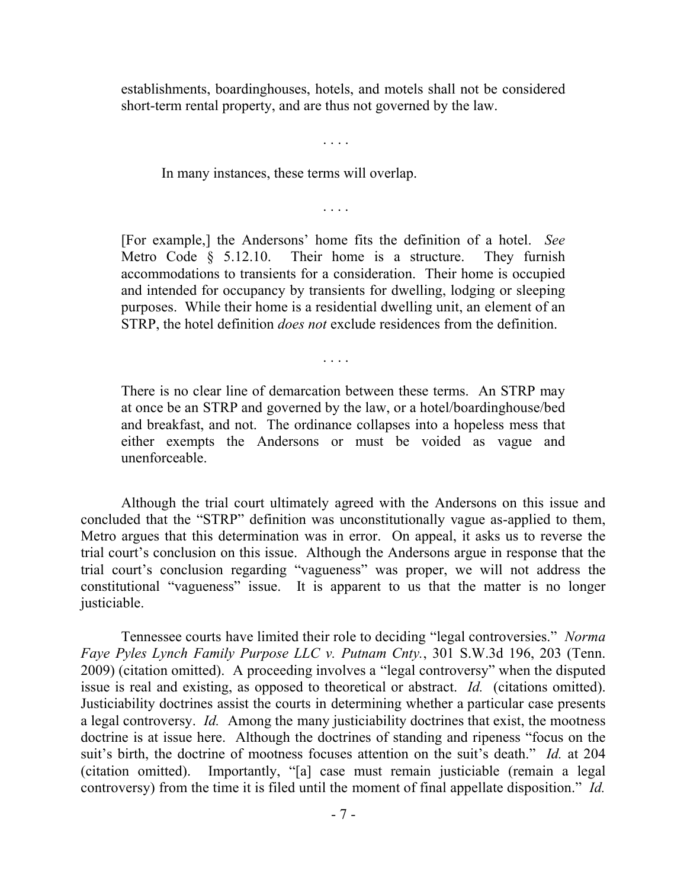> establishments, boardinghouses, hotels, and motels shall not be considered short-term rental property, and are thus not governed by the law.
>
> . . . .
>
> In many instances, these terms will overlap.
>
> . . . .
>
> [For example,] the Andersons' home fits the definition of a hotel. *See* Metro Code § 5.12.10. Their home is a structure. They furnish accommodations to transients for a consideration. Their home is occupied and intended for occupancy by transients for dwelling, lodging or sleeping purposes. While their home is a residential dwelling unit, an element of an STRP, the hotel definition *does not* exclude residences from the definition.
>
> . . . .
>
> There is no clear line of demarcation between these terms. An STRP may at once be an STRP and governed by the law, or a hotel/boardinghouse/bed and breakfast, and not. The ordinance collapses into a hopeless mess that either exempts the Andersons or must be voided as vague and unenforceable.

Although the trial court ultimately agreed with the Andersons on this issue and concluded that the "STRP" definition was unconstitutionally vague as-applied to them, Metro argues that this determination was in error. On appeal, it asks us to reverse the trial court's conclusion on this issue. Although the Andersons argue in response that the trial court's conclusion regarding "vagueness" was proper, we will not address the constitutional "vagueness" issue. It is apparent to us that the matter is no longer justiciable.

Tennessee courts have limited their role to deciding "legal controversies." *Norma Faye Pyles Lynch Family Purpose LLC v. Putnam Cnty.*, 301 S.W.3d 196, 203 (Tenn. 2009) (citation omitted). A proceeding involves a "legal controversy" when the disputed issue is real and existing, as opposed to theoretical or abstract. *Id.* (citations omitted). Justiciability doctrines assist the courts in determining whether a particular case presents a legal controversy. *Id.* Among the many justiciability doctrines that exist, the mootness doctrine is at issue here. Although the doctrines of standing and ripeness "focus on the suit's birth, the doctrine of mootness focuses attention on the suit's death." *Id.* at 204 (citation omitted). Importantly, "[a] case must remain justiciable (remain a legal controversy) from the time it is filed until the moment of final appellate disposition." *Id.*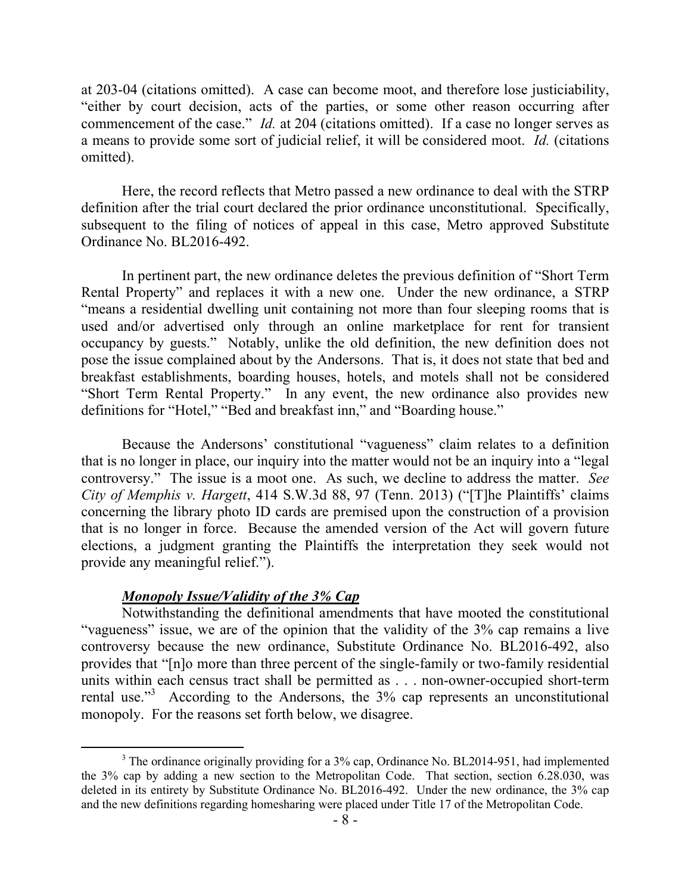at 203-04 (citations omitted). A case can become moot, and therefore lose justiciability, "either by court decision, acts of the parties, or some other reason occurring after commencement of the case." *Id.* at 204 (citations omitted). If a case no longer serves as a means to provide some sort of judicial relief, it will be considered moot. *Id.* (citations omitted).

Here, the record reflects that Metro passed a new ordinance to deal with the STRP definition after the trial court declared the prior ordinance unconstitutional. Specifically, subsequent to the filing of notices of appeal in this case, Metro approved Substitute Ordinance No. BL2016-492.

In pertinent part, the new ordinance deletes the previous definition of "Short Term Rental Property" and replaces it with a new one. Under the new ordinance, a STRP "means a residential dwelling unit containing not more than four sleeping rooms that is used and/or advertised only through an online marketplace for rent for transient occupancy by guests." Notably, unlike the old definition, the new definition does not pose the issue complained about by the Andersons. That is, it does not state that bed and breakfast establishments, boarding houses, hotels, and motels shall not be considered "Short Term Rental Property." In any event, the new ordinance also provides new definitions for "Hotel," "Bed and breakfast inn," and "Boarding house."

Because the Andersons' constitutional "vagueness" claim relates to a definition that is no longer in place, our inquiry into the matter would not be an inquiry into a "legal controversy." The issue is a moot one. As such, we decline to address the matter. *See City of Memphis v. Hargett*, 414 S.W.3d 88, 97 (Tenn. 2013) ("[T]he Plaintiffs' claims concerning the library photo ID cards are premised upon the construction of a provision that is no longer in force. Because the amended version of the Act will govern future elections, a judgment granting the Plaintiffs the interpretation they seek would not provide any meaningful relief.").

***Monopoly Issue/Validity of the 3% Cap***

Notwithstanding the definitional amendments that have mooted the constitutional "vagueness" issue, we are of the opinion that the validity of the 3% cap remains a live controversy because the new ordinance, Substitute Ordinance No. BL2016-492, also provides that "[n]o more than three percent of the single-family or two-family residential units within each census tract shall be permitted as . . . non-owner-occupied short-term rental use."[3] According to the Andersons, the 3% cap represents an unconstitutional monopoly. For the reasons set forth below, we disagree.

---

[3] The ordinance originally providing for a 3% cap, Ordinance No. BL2014-951, had implemented the 3% cap by adding a new section to the Metropolitan Code. That section, section 6.28.030, was deleted in its entirety by Substitute Ordinance No. BL2016-492. Under the new ordinance, the 3% cap and the new definitions regarding homesharing were placed under Title 17 of the Metropolitan Code.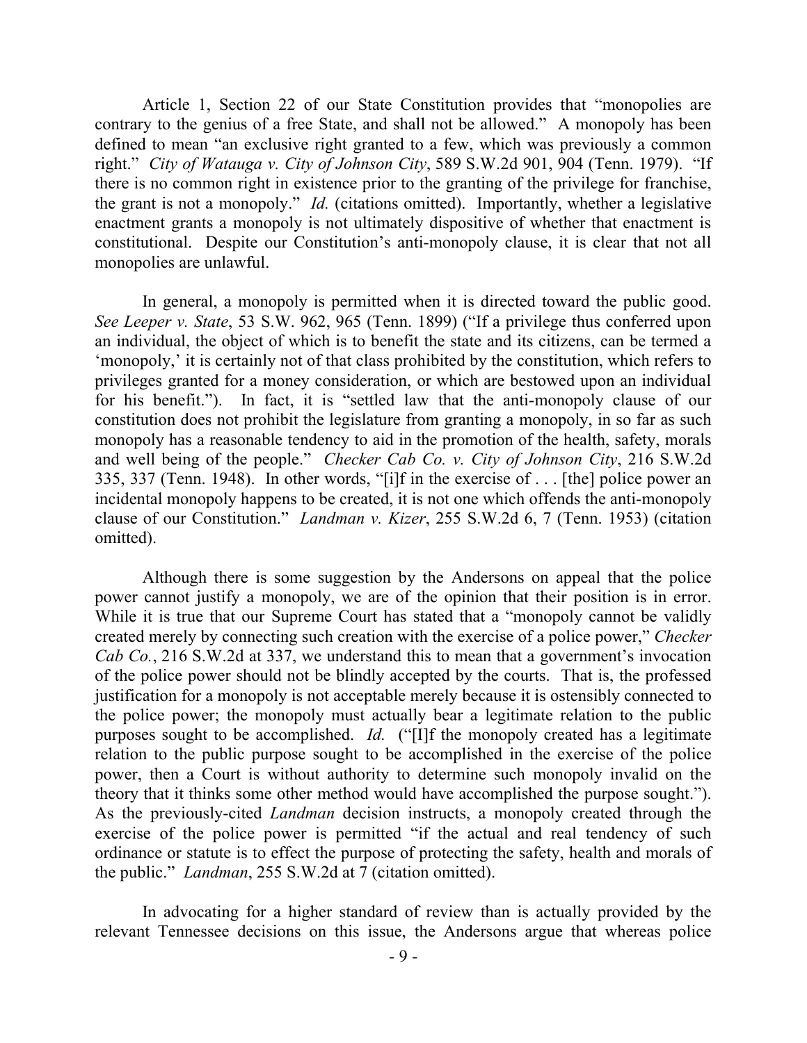Article 1, Section 22 of our State Constitution provides that "monopolies are contrary to the genius of a free State, and shall not be allowed." A monopoly has been defined to mean "an exclusive right granted to a few, which was previously a common right." *City of Watauga v. City of Johnson City*, 589 S.W.2d 901, 904 (Tenn. 1979). "If there is no common right in existence prior to the granting of the privilege for franchise, the grant is not a monopoly." *Id.* (citations omitted). Importantly, whether a legislative enactment grants a monopoly is not ultimately dispositive of whether that enactment is constitutional. Despite our Constitution's anti-monopoly clause, it is clear that not all monopolies are unlawful.

In general, a monopoly is permitted when it is directed toward the public good. *See Leeper v. State*, 53 S.W. 962, 965 (Tenn. 1899) ("If a privilege thus conferred upon an individual, the object of which is to benefit the state and its citizens, can be termed a 'monopoly,' it is certainly not of that class prohibited by the constitution, which refers to privileges granted for a money consideration, or which are bestowed upon an individual for his benefit."). In fact, it is "settled law that the anti-monopoly clause of our constitution does not prohibit the legislature from granting a monopoly, in so far as such monopoly has a reasonable tendency to aid in the promotion of the health, safety, morals and well being of the people." *Checker Cab Co. v. City of Johnson City*, 216 S.W.2d 335, 337 (Tenn. 1948). In other words, "[i]f in the exercise of . . . [the] police power an incidental monopoly happens to be created, it is not one which offends the anti-monopoly clause of our Constitution." *Landman v. Kizer*, 255 S.W.2d 6, 7 (Tenn. 1953) (citation omitted).

Although there is some suggestion by the Andersons on appeal that the police power cannot justify a monopoly, we are of the opinion that their position is in error. While it is true that our Supreme Court has stated that a "monopoly cannot be validly created merely by connecting such creation with the exercise of a police power," *Checker Cab Co.*, 216 S.W.2d at 337, we understand this to mean that a government's invocation of the police power should not be blindly accepted by the courts. That is, the professed justification for a monopoly is not acceptable merely because it is ostensibly connected to the police power; the monopoly must actually bear a legitimate relation to the public purposes sought to be accomplished. *Id.* ("[I]f the monopoly created has a legitimate relation to the public purpose sought to be accomplished in the exercise of the police power, then a Court is without authority to determine such monopoly invalid on the theory that it thinks some other method would have accomplished the purpose sought."). As the previously-cited *Landman* decision instructs, a monopoly created through the exercise of the police power is permitted "if the actual and real tendency of such ordinance or statute is to effect the purpose of protecting the safety, health and morals of the public." *Landman*, 255 S.W.2d at 7 (citation omitted).

In advocating for a higher standard of review than is actually provided by the relevant Tennessee decisions on this issue, the Andersons argue that whereas police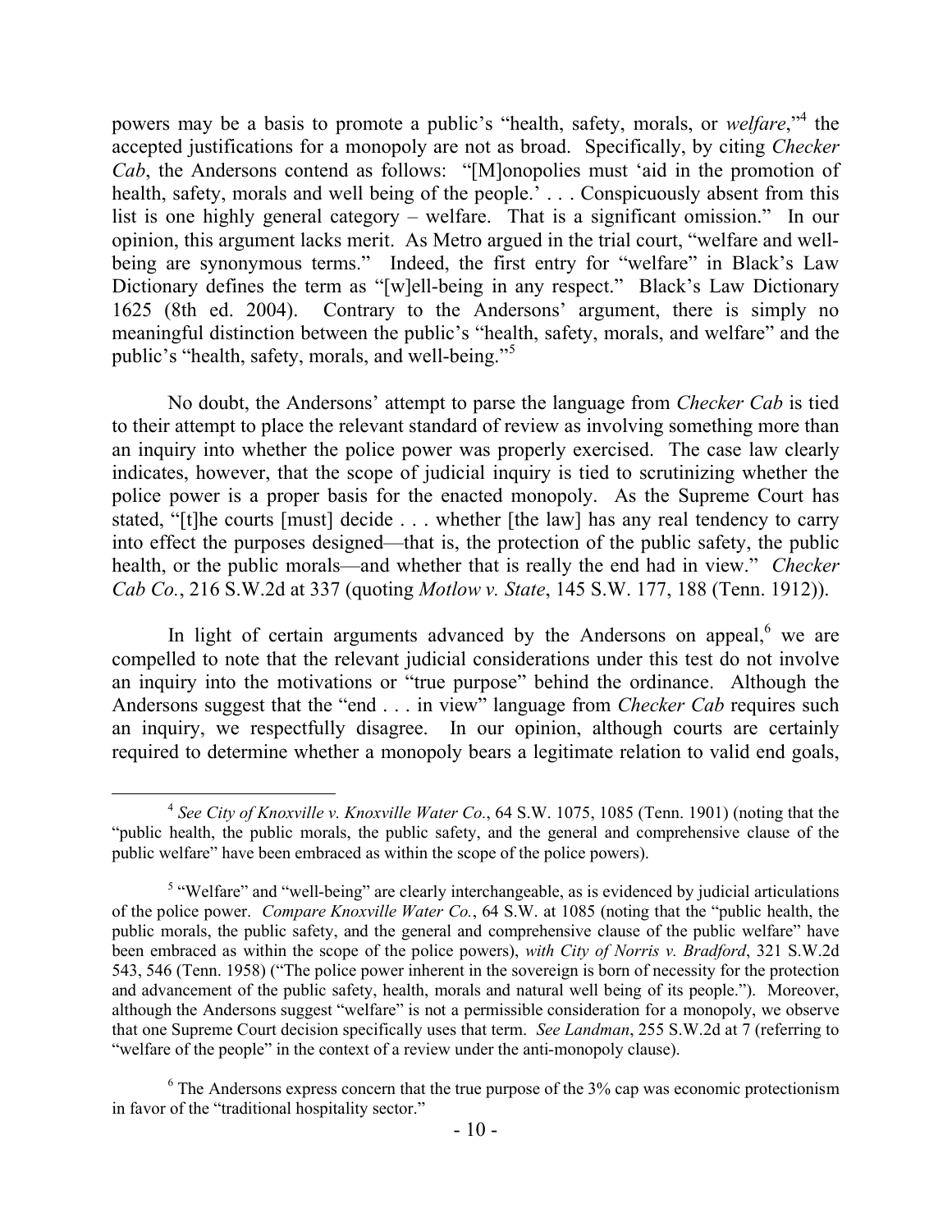powers may be a basis to promote a public's "health, safety, morals, or *welfare*,"[4] the accepted justifications for a monopoly are not as broad. Specifically, by citing *Checker Cab*, the Andersons contend as follows: "[M]onopolies must 'aid in the promotion of health, safety, morals and well being of the people.' . . . Conspicuously absent from this list is one highly general category – welfare. That is a significant omission." In our opinion, this argument lacks merit. As Metro argued in the trial court, "welfare and well-being are synonymous terms." Indeed, the first entry for "welfare" in Black's Law Dictionary defines the term as "[w]ell-being in any respect." Black's Law Dictionary 1625 (8th ed. 2004). Contrary to the Andersons' argument, there is simply no meaningful distinction between the public's "health, safety, morals, and welfare" and the public's "health, safety, morals, and well-being."[5]

No doubt, the Andersons' attempt to parse the language from *Checker Cab* is tied to their attempt to place the relevant standard of review as involving something more than an inquiry into whether the police power was properly exercised. The case law clearly indicates, however, that the scope of judicial inquiry is tied to scrutinizing whether the police power is a proper basis for the enacted monopoly. As the Supreme Court has stated, "[t]he courts [must] decide . . . whether [the law] has any real tendency to carry into effect the purposes designed—that is, the protection of the public safety, the public health, or the public morals—and whether that is really the end had in view." *Checker Cab Co.*, 216 S.W.2d at 337 (quoting *Motlow v. State*, 145 S.W. 177, 188 (Tenn. 1912)).

In light of certain arguments advanced by the Andersons on appeal,[6] we are compelled to note that the relevant judicial considerations under this test do not involve an inquiry into the motivations or "true purpose" behind the ordinance. Although the Andersons suggest that the "end . . . in view" language from *Checker Cab* requires such an inquiry, we respectfully disagree. In our opinion, although courts are certainly required to determine whether a monopoly bears a legitimate relation to valid end goals,

---

[4] *See City of Knoxville v. Knoxville Water Co.*, 64 S.W. 1075, 1085 (Tenn. 1901) (noting that the "public health, the public morals, the public safety, and the general and comprehensive clause of the public welfare" have been embraced as within the scope of the police powers).

[5] "Welfare" and "well-being" are clearly interchangeable, as is evidenced by judicial articulations of the police power. *Compare Knoxville Water Co.*, 64 S.W. at 1085 (noting that the "public health, the public morals, the public safety, and the general and comprehensive clause of the public welfare" have been embraced as within the scope of the police powers), *with City of Norris v. Bradford*, 321 S.W.2d 543, 546 (Tenn. 1958) ("The police power inherent in the sovereign is born of necessity for the protection and advancement of the public safety, health, morals and natural well being of its people."). Moreover, although the Andersons suggest "welfare" is not a permissible consideration for a monopoly, we observe that one Supreme Court decision specifically uses that term. *See Landman*, 255 S.W.2d at 7 (referring to "welfare of the people" in the context of a review under the anti-monopoly clause).

[6] The Andersons express concern that the true purpose of the 3% cap was economic protectionism in favor of the "traditional hospitality sector."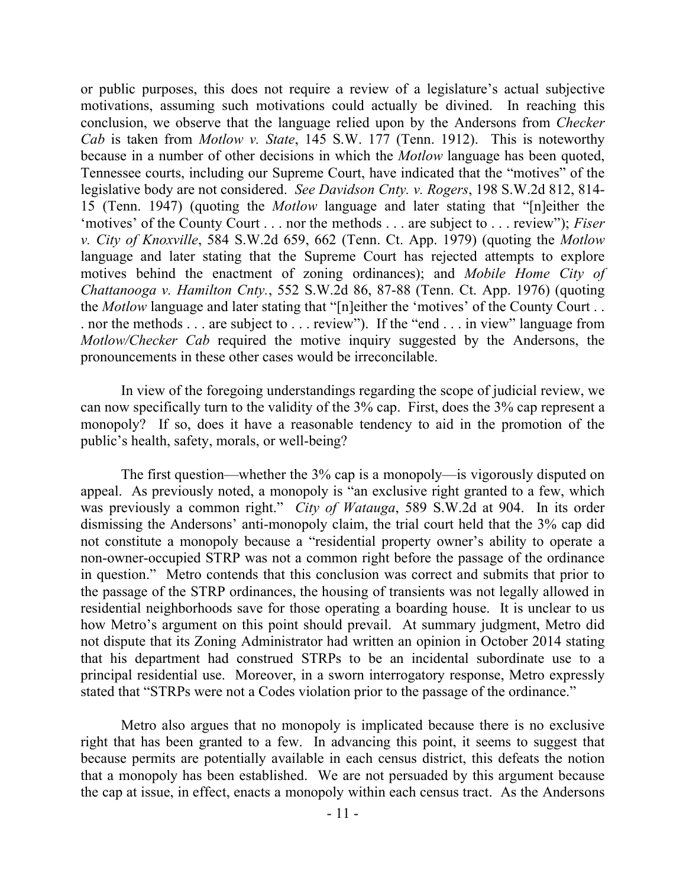or public purposes, this does not require a review of a legislature's actual subjective motivations, assuming such motivations could actually be divined. In reaching this conclusion, we observe that the language relied upon by the Andersons from *Checker Cab* is taken from *Motlow v. State*, 145 S.W. 177 (Tenn. 1912). This is noteworthy because in a number of other decisions in which the *Motlow* language has been quoted, Tennessee courts, including our Supreme Court, have indicated that the "motives" of the legislative body are not considered. *See Davidson Cnty. v. Rogers*, 198 S.W.2d 812, 814-15 (Tenn. 1947) (quoting the *Motlow* language and later stating that "[n]either the 'motives' of the County Court . . . nor the methods . . . are subject to . . . review"); *Fiser v. City of Knoxville*, 584 S.W.2d 659, 662 (Tenn. Ct. App. 1979) (quoting the *Motlow* language and later stating that the Supreme Court has rejected attempts to explore motives behind the enactment of zoning ordinances); and *Mobile Home City of Chattanooga v. Hamilton Cnty.*, 552 S.W.2d 86, 87-88 (Tenn. Ct. App. 1976) (quoting the *Motlow* language and later stating that "[n]either the 'motives' of the County Court . . . nor the methods . . . are subject to . . . review"). If the "end . . . in view" language from *Motlow/Checker Cab* required the motive inquiry suggested by the Andersons, the pronouncements in these other cases would be irreconcilable.

In view of the foregoing understandings regarding the scope of judicial review, we can now specifically turn to the validity of the 3% cap. First, does the 3% cap represent a monopoly? If so, does it have a reasonable tendency to aid in the promotion of the public's health, safety, morals, or well-being?

The first question—whether the 3% cap is a monopoly—is vigorously disputed on appeal. As previously noted, a monopoly is "an exclusive right granted to a few, which was previously a common right." *City of Watauga*, 589 S.W.2d at 904. In its order dismissing the Andersons' anti-monopoly claim, the trial court held that the 3% cap did not constitute a monopoly because a "residential property owner's ability to operate a non-owner-occupied STRP was not a common right before the passage of the ordinance in question." Metro contends that this conclusion was correct and submits that prior to the passage of the STRP ordinances, the housing of transients was not legally allowed in residential neighborhoods save for those operating a boarding house. It is unclear to us how Metro's argument on this point should prevail. At summary judgment, Metro did not dispute that its Zoning Administrator had written an opinion in October 2014 stating that his department had construed STRPs to be an incidental subordinate use to a principal residential use. Moreover, in a sworn interrogatory response, Metro expressly stated that "STRPs were not a Codes violation prior to the passage of the ordinance."

Metro also argues that no monopoly is implicated because there is no exclusive right that has been granted to a few. In advancing this point, it seems to suggest that because permits are potentially available in each census district, this defeats the notion that a monopoly has been established. We are not persuaded by this argument because the cap at issue, in effect, enacts a monopoly within each census tract. As the Andersons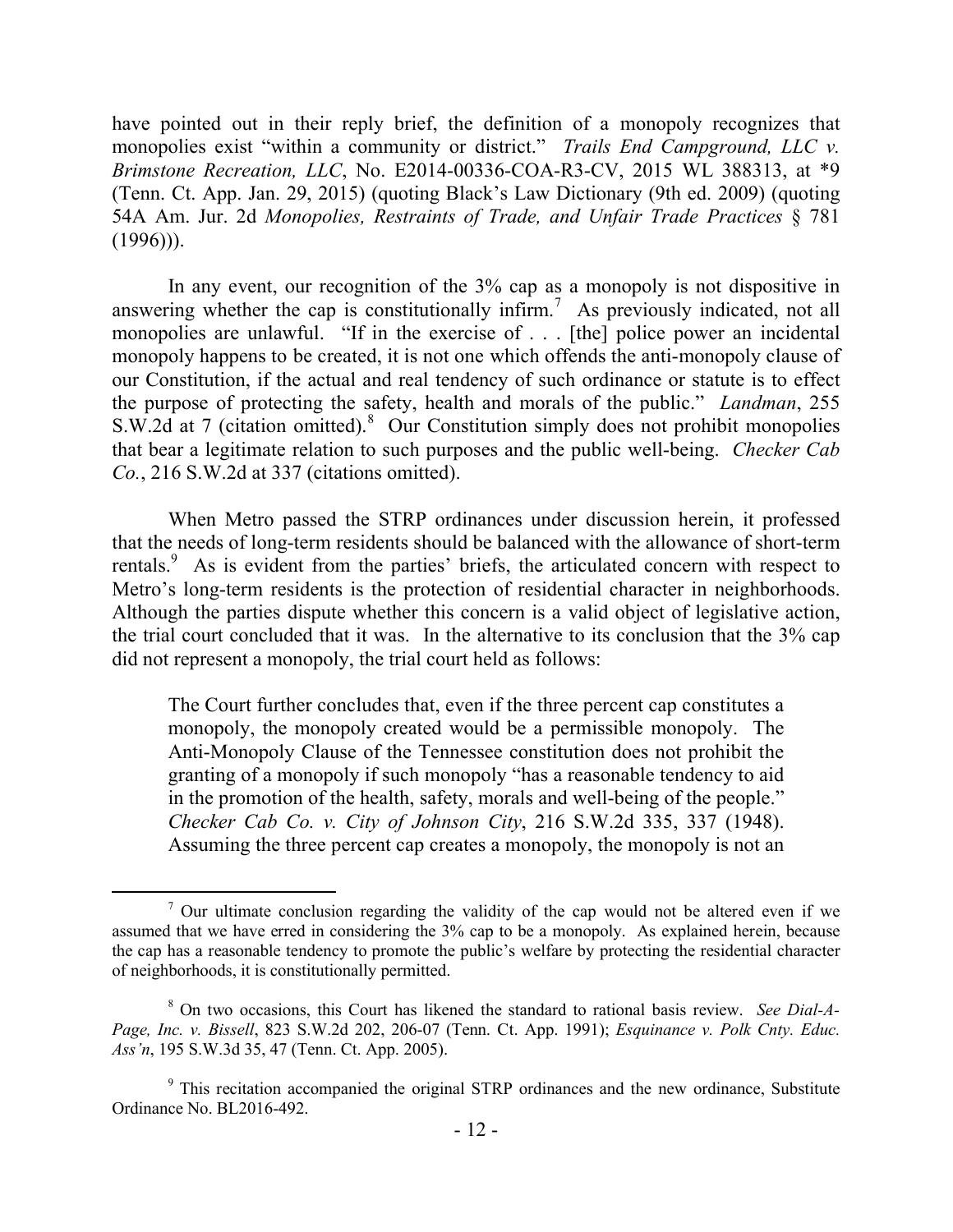have pointed out in their reply brief, the definition of a monopoly recognizes that monopolies exist "within a community or district." *Trails End Campground, LLC v. Brimstone Recreation, LLC*, No. E2014-00336-COA-R3-CV, 2015 WL 388313, at *9 (Tenn. Ct. App. Jan. 29, 2015) (quoting Black's Law Dictionary (9th ed. 2009) (quoting 54A Am. Jur. 2d *Monopolies, Restraints of Trade, and Unfair Trade Practices* § 781 (1996))).

In any event, our recognition of the 3% cap as a monopoly is not dispositive in answering whether the cap is constitutionally infirm.[7] As previously indicated, not all monopolies are unlawful. "If in the exercise of . . . [the] police power an incidental monopoly happens to be created, it is not one which offends the anti-monopoly clause of our Constitution, if the actual and real tendency of such ordinance or statute is to effect the purpose of protecting the safety, health and morals of the public." *Landman*, 255 S.W.2d at 7 (citation omitted).[8] Our Constitution simply does not prohibit monopolies that bear a legitimate relation to such purposes and the public well-being. *Checker Cab Co.*, 216 S.W.2d at 337 (citations omitted).

When Metro passed the STRP ordinances under discussion herein, it professed that the needs of long-term residents should be balanced with the allowance of short-term rentals.[9] As is evident from the parties' briefs, the articulated concern with respect to Metro's long-term residents is the protection of residential character in neighborhoods. Although the parties dispute whether this concern is a valid object of legislative action, the trial court concluded that it was. In the alternative to its conclusion that the 3% cap did not represent a monopoly, the trial court held as follows:

> The Court further concludes that, even if the three percent cap constitutes a monopoly, the monopoly created would be a permissible monopoly. The Anti-Monopoly Clause of the Tennessee constitution does not prohibit the granting of a monopoly if such monopoly "has a reasonable tendency to aid in the promotion of the health, safety, morals and well-being of the people." *Checker Cab Co. v. City of Johnson City*, 216 S.W.2d 335, 337 (1948). Assuming the three percent cap creates a monopoly, the monopoly is not an

---

[7] Our ultimate conclusion regarding the validity of the cap would not be altered even if we assumed that we have erred in considering the 3% cap to be a monopoly. As explained herein, because the cap has a reasonable tendency to promote the public's welfare by protecting the residential character of neighborhoods, it is constitutionally permitted.

[8] On two occasions, this Court has likened the standard to rational basis review. *See Dial-A-Page, Inc. v. Bissell*, 823 S.W.2d 202, 206-07 (Tenn. Ct. App. 1991); *Esquinance v. Polk Cnty. Educ. Ass'n*, 195 S.W.3d 35, 47 (Tenn. Ct. App. 2005).

[9] This recitation accompanied the original STRP ordinances and the new ordinance, Substitute Ordinance No. BL2016-492.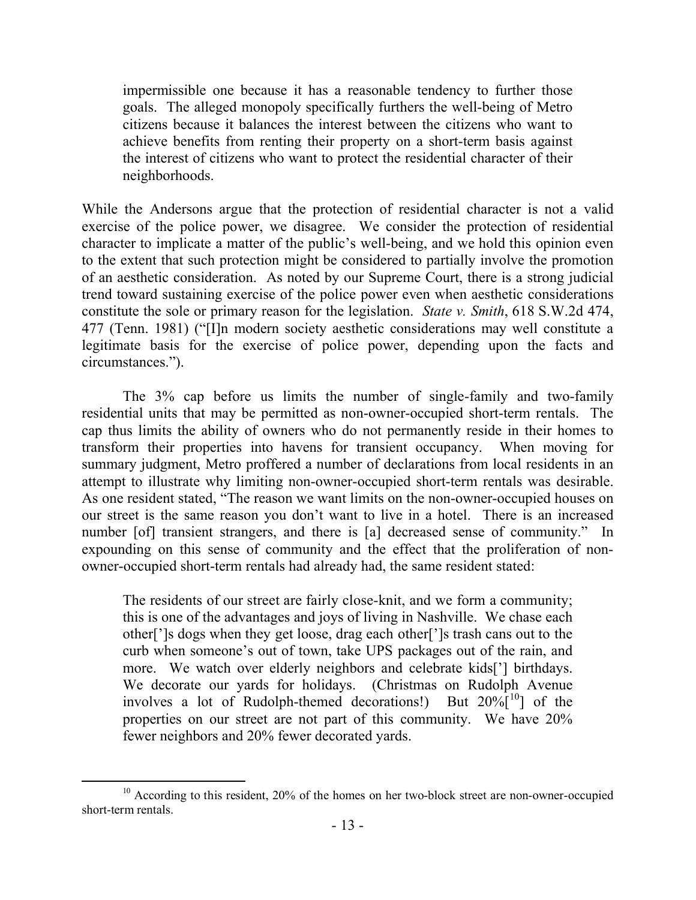> impermissible one because it has a reasonable tendency to further those goals. The alleged monopoly specifically furthers the well-being of Metro citizens because it balances the interest between the citizens who want to achieve benefits from renting their property on a short-term basis against the interest of citizens who want to protect the residential character of their neighborhoods.

While the Andersons argue that the protection of residential character is not a valid exercise of the police power, we disagree. We consider the protection of residential character to implicate a matter of the public's well-being, and we hold this opinion even to the extent that such protection might be considered to partially involve the promotion of an aesthetic consideration. As noted by our Supreme Court, there is a strong judicial trend toward sustaining exercise of the police power even when aesthetic considerations constitute the sole or primary reason for the legislation. *State v. Smith*, 618 S.W.2d 474, 477 (Tenn. 1981) ("[I]n modern society aesthetic considerations may well constitute a legitimate basis for the exercise of police power, depending upon the facts and circumstances.").

The 3% cap before us limits the number of single-family and two-family residential units that may be permitted as non-owner-occupied short-term rentals. The cap thus limits the ability of owners who do not permanently reside in their homes to transform their properties into havens for transient occupancy. When moving for summary judgment, Metro proffered a number of declarations from local residents in an attempt to illustrate why limiting non-owner-occupied short-term rentals was desirable. As one resident stated, "The reason we want limits on the non-owner-occupied houses on our street is the same reason you don't want to live in a hotel. There is an increased number [of] transient strangers, and there is [a] decreased sense of community." In expounding on this sense of community and the effect that the proliferation of non-owner-occupied short-term rentals had already had, the same resident stated:

> The residents of our street are fairly close-knit, and we form a community; this is one of the advantages and joys of living in Nashville. We chase each other[']s dogs when they get loose, drag each other[']s trash cans out to the curb when someone's out of town, take UPS packages out of the rain, and more. We watch over elderly neighbors and celebrate kids['] birthdays. We decorate our yards for holidays. (Christmas on Rudolph Avenue involves a lot of Rudolph-themed decorations!) But 20%[10] of the properties on our street are not part of this community. We have 20% fewer neighbors and 20% fewer decorated yards.

---

[10] According to this resident, 20% of the homes on her two-block street are non-owner-occupied short-term rentals.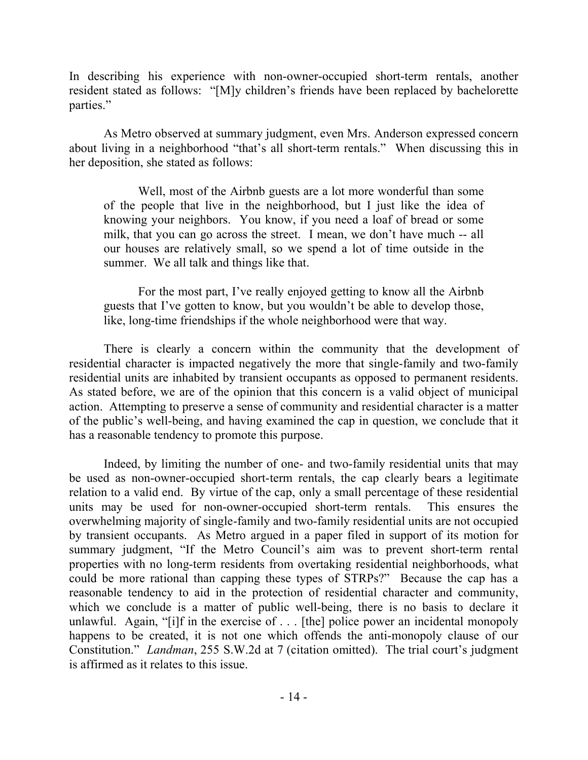In describing his experience with non-owner-occupied short-term rentals, another resident stated as follows: "[M]y children's friends have been replaced by bachelorette parties."

As Metro observed at summary judgment, even Mrs. Anderson expressed concern about living in a neighborhood "that's all short-term rentals." When discussing this in her deposition, she stated as follows:

> Well, most of the Airbnb guests are a lot more wonderful than some of the people that live in the neighborhood, but I just like the idea of knowing your neighbors. You know, if you need a loaf of bread or some milk, that you can go across the street. I mean, we don't have much -- all our houses are relatively small, so we spend a lot of time outside in the summer. We all talk and things like that.
>
> For the most part, I've really enjoyed getting to know all the Airbnb guests that I've gotten to know, but you wouldn't be able to develop those, like, long-time friendships if the whole neighborhood were that way.

There is clearly a concern within the community that the development of residential character is impacted negatively the more that single-family and two-family residential units are inhabited by transient occupants as opposed to permanent residents. As stated before, we are of the opinion that this concern is a valid object of municipal action. Attempting to preserve a sense of community and residential character is a matter of the public's well-being, and having examined the cap in question, we conclude that it has a reasonable tendency to promote this purpose.

Indeed, by limiting the number of one- and two-family residential units that may be used as non-owner-occupied short-term rentals, the cap clearly bears a legitimate relation to a valid end. By virtue of the cap, only a small percentage of these residential units may be used for non-owner-occupied short-term rentals. This ensures the overwhelming majority of single-family and two-family residential units are not occupied by transient occupants. As Metro argued in a paper filed in support of its motion for summary judgment, "If the Metro Council's aim was to prevent short-term rental properties with no long-term residents from overtaking residential neighborhoods, what could be more rational than capping these types of STRPs?" Because the cap has a reasonable tendency to aid in the protection of residential character and community, which we conclude is a matter of public well-being, there is no basis to declare it unlawful. Again, "[i]f in the exercise of . . . [the] police power an incidental monopoly happens to be created, it is not one which offends the anti-monopoly clause of our Constitution." *Landman*, 255 S.W.2d at 7 (citation omitted). The trial court's judgment is affirmed as it relates to this issue.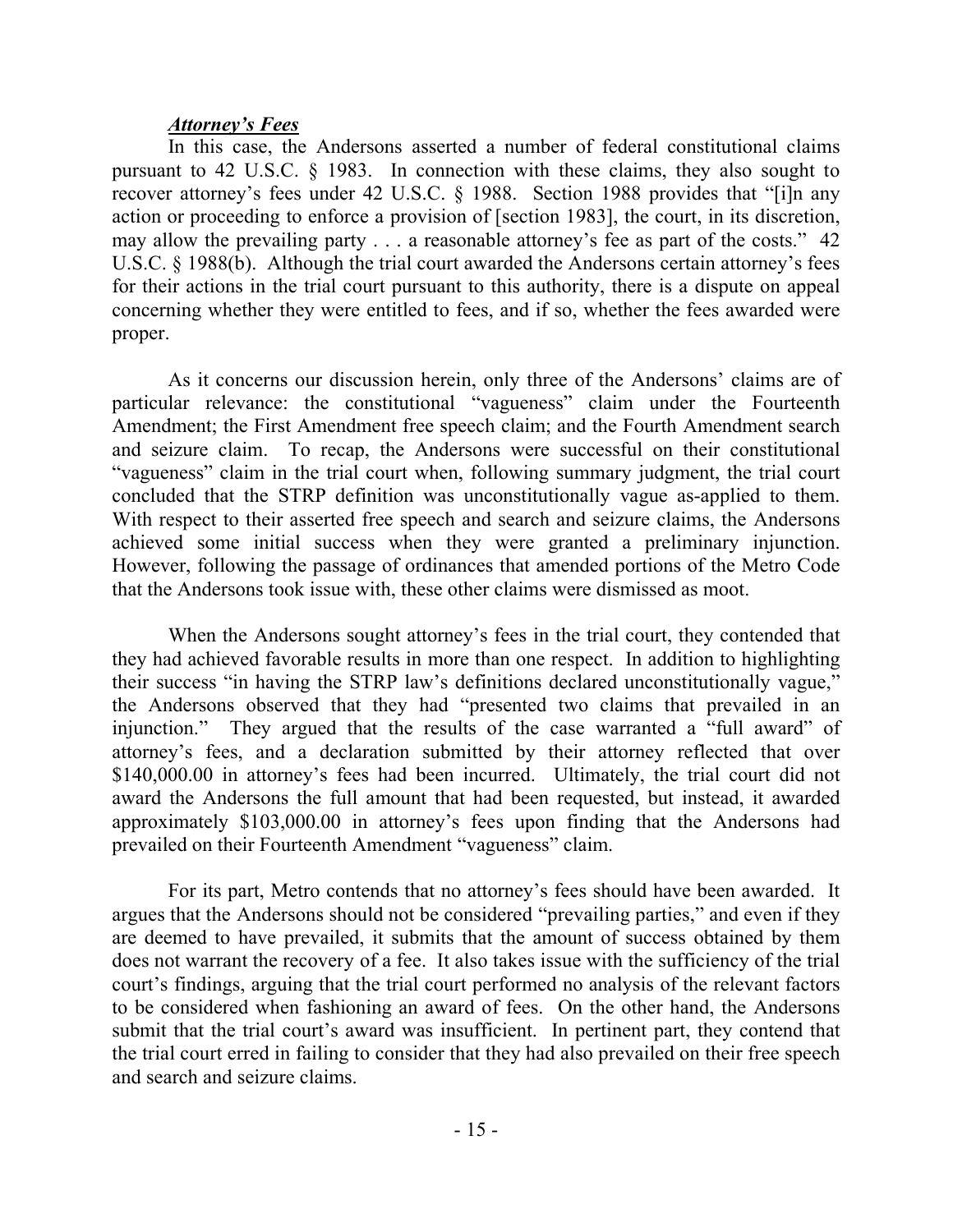***Attorney's Fees***

In this case, the Andersons asserted a number of federal constitutional claims pursuant to 42 U.S.C. § 1983. In connection with these claims, they also sought to recover attorney's fees under 42 U.S.C. § 1988. Section 1988 provides that "[i]n any action or proceeding to enforce a provision of [section 1983], the court, in its discretion, may allow the prevailing party . . . a reasonable attorney's fee as part of the costs." 42 U.S.C. § 1988(b). Although the trial court awarded the Andersons certain attorney's fees for their actions in the trial court pursuant to this authority, there is a dispute on appeal concerning whether they were entitled to fees, and if so, whether the fees awarded were proper.

As it concerns our discussion herein, only three of the Andersons' claims are of particular relevance: the constitutional "vagueness" claim under the Fourteenth Amendment; the First Amendment free speech claim; and the Fourth Amendment search and seizure claim. To recap, the Andersons were successful on their constitutional "vagueness" claim in the trial court when, following summary judgment, the trial court concluded that the STRP definition was unconstitutionally vague as-applied to them. With respect to their asserted free speech and search and seizure claims, the Andersons achieved some initial success when they were granted a preliminary injunction. However, following the passage of ordinances that amended portions of the Metro Code that the Andersons took issue with, these other claims were dismissed as moot.

When the Andersons sought attorney's fees in the trial court, they contended that they had achieved favorable results in more than one respect. In addition to highlighting their success "in having the STRP law's definitions declared unconstitutionally vague," the Andersons observed that they had "presented two claims that prevailed in an injunction." They argued that the results of the case warranted a "full award" of attorney's fees, and a declaration submitted by their attorney reflected that over $140,000.00 in attorney's fees had been incurred. Ultimately, the trial court did not award the Andersons the full amount that had been requested, but instead, it awarded approximately $103,000.00 in attorney's fees upon finding that the Andersons had prevailed on their Fourteenth Amendment "vagueness" claim.

For its part, Metro contends that no attorney's fees should have been awarded. It argues that the Andersons should not be considered "prevailing parties," and even if they are deemed to have prevailed, it submits that the amount of success obtained by them does not warrant the recovery of a fee. It also takes issue with the sufficiency of the trial court's findings, arguing that the trial court performed no analysis of the relevant factors to be considered when fashioning an award of fees. On the other hand, the Andersons submit that the trial court's award was insufficient. In pertinent part, they contend that the trial court erred in failing to consider that they had also prevailed on their free speech and search and seizure claims.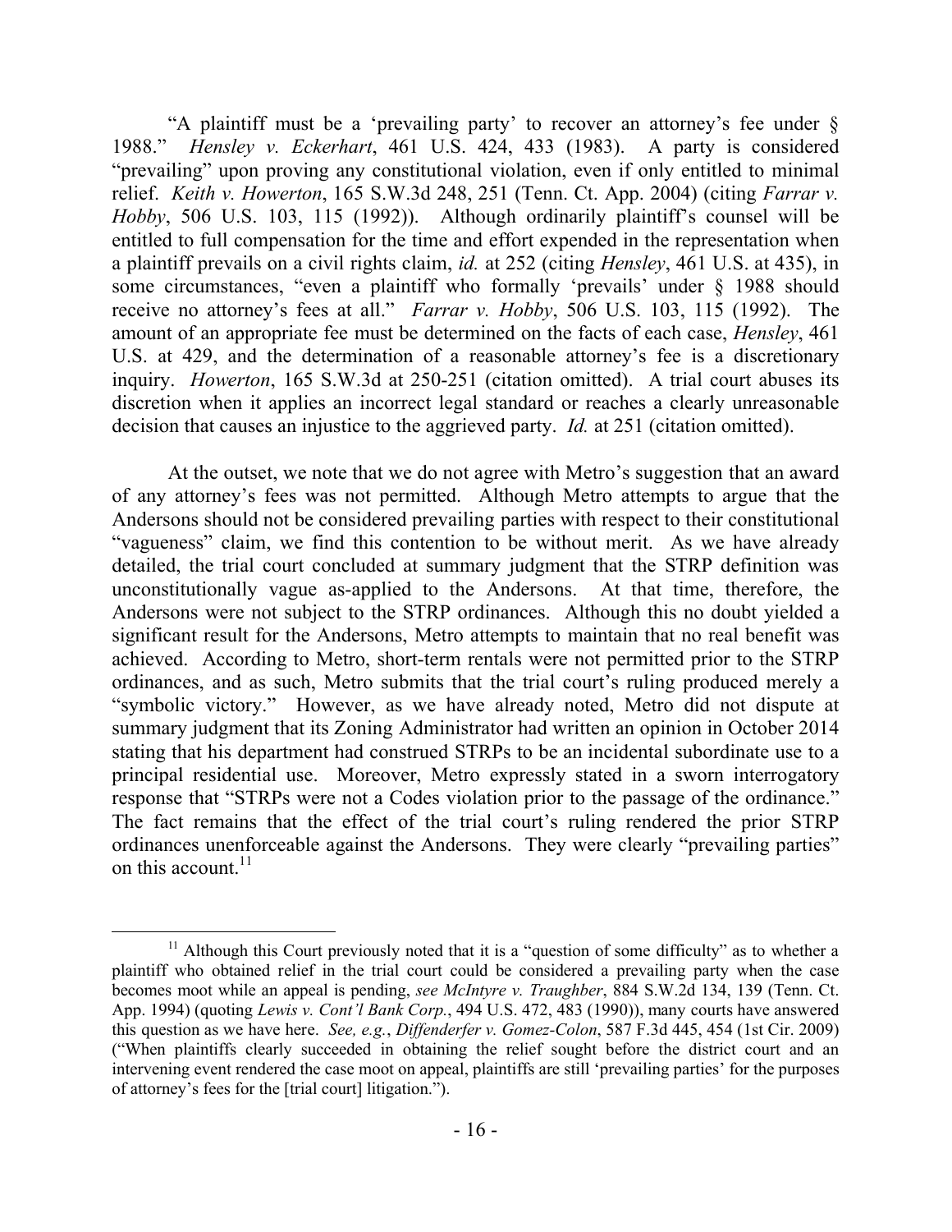"A plaintiff must be a 'prevailing party' to recover an attorney's fee under § 1988." *Hensley v. Eckerhart*, 461 U.S. 424, 433 (1983). A party is considered "prevailing" upon proving any constitutional violation, even if only entitled to minimal relief. *Keith v. Howerton*, 165 S.W.3d 248, 251 (Tenn. Ct. App. 2004) (citing *Farrar v. Hobby*, 506 U.S. 103, 115 (1992)). Although ordinarily plaintiff's counsel will be entitled to full compensation for the time and effort expended in the representation when a plaintiff prevails on a civil rights claim, *id.* at 252 (citing *Hensley*, 461 U.S. at 435), in some circumstances, "even a plaintiff who formally 'prevails' under § 1988 should receive no attorney's fees at all." *Farrar v. Hobby*, 506 U.S. 103, 115 (1992). The amount of an appropriate fee must be determined on the facts of each case, *Hensley*, 461 U.S. at 429, and the determination of a reasonable attorney's fee is a discretionary inquiry. *Howerton*, 165 S.W.3d at 250-251 (citation omitted). A trial court abuses its discretion when it applies an incorrect legal standard or reaches a clearly unreasonable decision that causes an injustice to the aggrieved party. *Id.* at 251 (citation omitted).

At the outset, we note that we do not agree with Metro's suggestion that an award of any attorney's fees was not permitted. Although Metro attempts to argue that the Andersons should not be considered prevailing parties with respect to their constitutional "vagueness" claim, we find this contention to be without merit. As we have already detailed, the trial court concluded at summary judgment that the STRP definition was unconstitutionally vague as-applied to the Andersons. At that time, therefore, the Andersons were not subject to the STRP ordinances. Although this no doubt yielded a significant result for the Andersons, Metro attempts to maintain that no real benefit was achieved. According to Metro, short-term rentals were not permitted prior to the STRP ordinances, and as such, Metro submits that the trial court's ruling produced merely a "symbolic victory." However, as we have already noted, Metro did not dispute at summary judgment that its Zoning Administrator had written an opinion in October 2014 stating that his department had construed STRPs to be an incidental subordinate use to a principal residential use. Moreover, Metro expressly stated in a sworn interrogatory response that "STRPs were not a Codes violation prior to the passage of the ordinance." The fact remains that the effect of the trial court's ruling rendered the prior STRP ordinances unenforceable against the Andersons. They were clearly "prevailing parties" on this account.[11]

[11] Although this Court previously noted that it is a "question of some difficulty" as to whether a plaintiff who obtained relief in the trial court could be considered a prevailing party when the case becomes moot while an appeal is pending, *see McIntyre v. Traughber*, 884 S.W.2d 134, 139 (Tenn. Ct. App. 1994) (quoting *Lewis v. Cont'l Bank Corp.*, 494 U.S. 472, 483 (1990)), many courts have answered this question as we have here. *See, e.g.*, *Diffenderfer v. Gomez-Colon*, 587 F.3d 445, 454 (1st Cir. 2009) ("When plaintiffs clearly succeeded in obtaining the relief sought before the district court and an intervening event rendered the case moot on appeal, plaintiffs are still 'prevailing parties' for the purposes of attorney's fees for the [trial court] litigation.").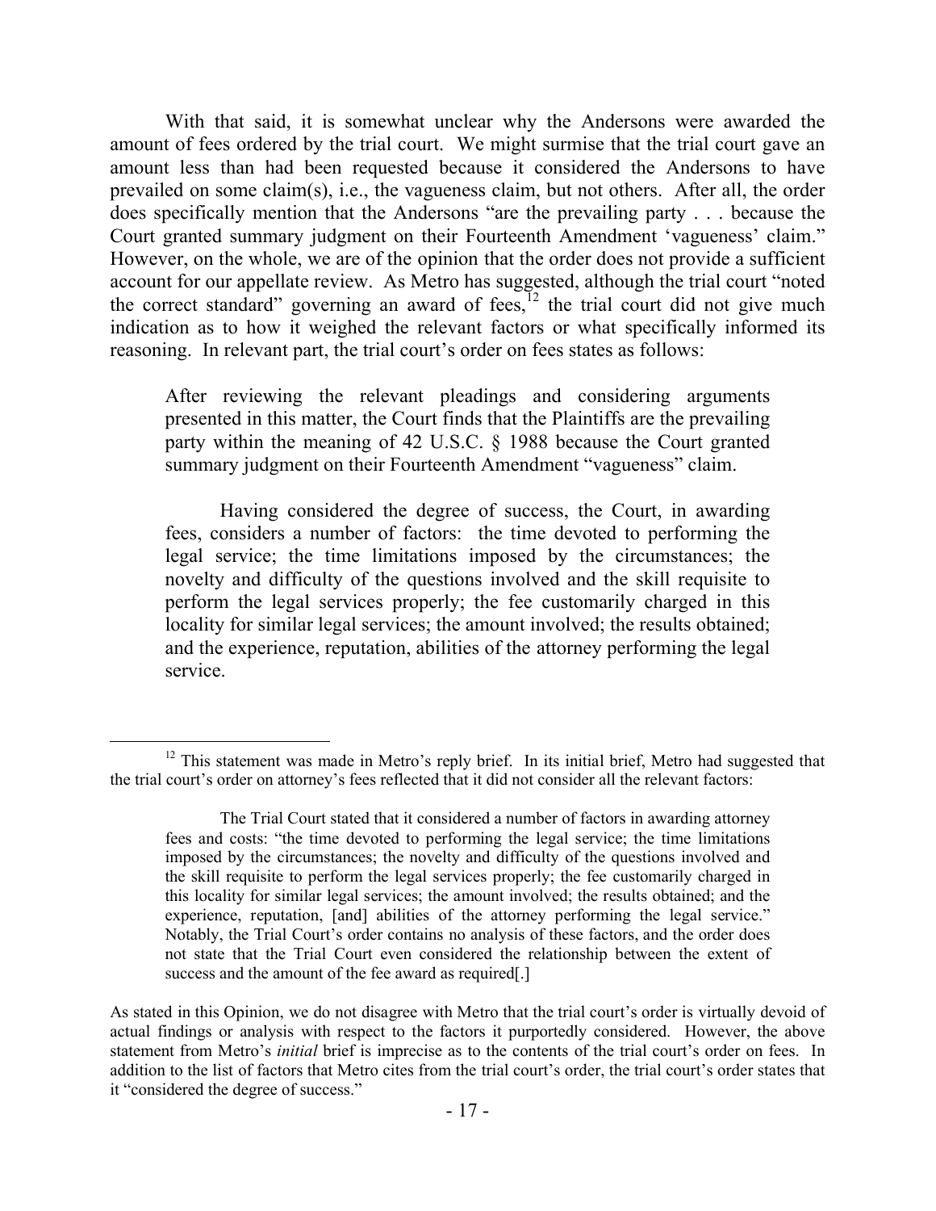With that said, it is somewhat unclear why the Andersons were awarded the amount of fees ordered by the trial court. We might surmise that the trial court gave an amount less than had been requested because it considered the Andersons to have prevailed on some claim(s), i.e., the vagueness claim, but not others. After all, the order does specifically mention that the Andersons "are the prevailing party . . . because the Court granted summary judgment on their Fourteenth Amendment 'vagueness' claim." However, on the whole, we are of the opinion that the order does not provide a sufficient account for our appellate review. As Metro has suggested, although the trial court "noted the correct standard" governing an award of fees,[12] the trial court did not give much indication as to how it weighed the relevant factors or what specifically informed its reasoning. In relevant part, the trial court's order on fees states as follows:

> After reviewing the relevant pleadings and considering arguments presented in this matter, the Court finds that the Plaintiffs are the prevailing party within the meaning of 42 U.S.C. § 1988 because the Court granted summary judgment on their Fourteenth Amendment "vagueness" claim.
>
> Having considered the degree of success, the Court, in awarding fees, considers a number of factors: the time devoted to performing the legal service; the time limitations imposed by the circumstances; the novelty and difficulty of the questions involved and the skill requisite to perform the legal services properly; the fee customarily charged in this locality for similar legal services; the amount involved; the results obtained; and the experience, reputation, abilities of the attorney performing the legal service.

---

[12] This statement was made in Metro's reply brief. In its initial brief, Metro had suggested that the trial court's order on attorney's fees reflected that it did not consider all the relevant factors:

> The Trial Court stated that it considered a number of factors in awarding attorney fees and costs: "the time devoted to performing the legal service; the time limitations imposed by the circumstances; the novelty and difficulty of the questions involved and the skill requisite to perform the legal services properly; the fee customarily charged in this locality for similar legal services; the amount involved; the results obtained; and the experience, reputation, [and] abilities of the attorney performing the legal service." Notably, the Trial Court's order contains no analysis of these factors, and the order does not state that the Trial Court even considered the relationship between the extent of success and the amount of the fee award as required[.]

As stated in this Opinion, we do not disagree with Metro that the trial court's order is virtually devoid of actual findings or analysis with respect to the factors it purportedly considered. However, the above statement from Metro's *initial* brief is imprecise as to the contents of the trial court's order on fees. In addition to the list of factors that Metro cites from the trial court's order, the trial court's order states that it "considered the degree of success."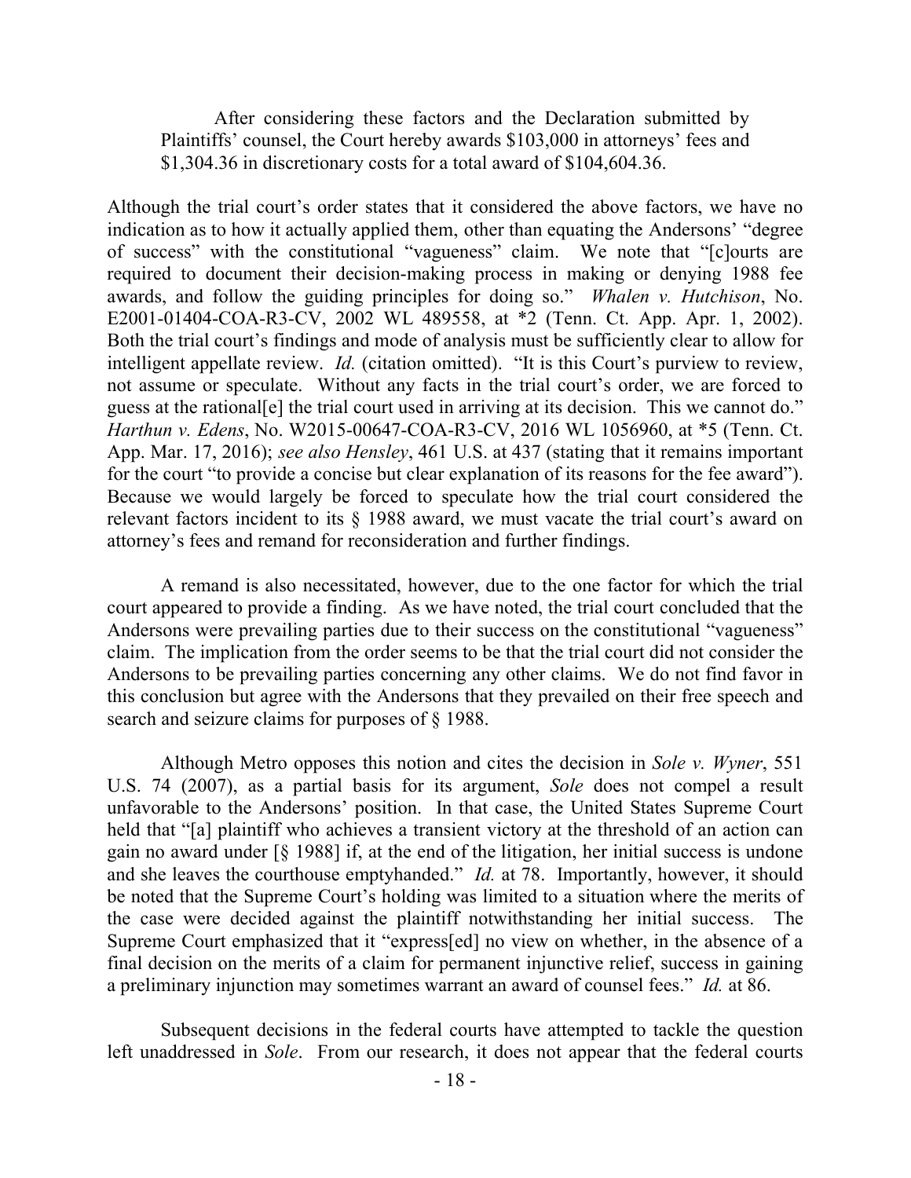After considering these factors and the Declaration submitted by Plaintiffs' counsel, the Court hereby awards $103,000 in attorneys' fees and $1,304.36 in discretionary costs for a total award of $104,604.36.

Although the trial court's order states that it considered the above factors, we have no indication as to how it actually applied them, other than equating the Andersons' "degree of success" with the constitutional "vagueness" claim. We note that "[c]ourts are required to document their decision-making process in making or denying 1988 fee awards, and follow the guiding principles for doing so." *Whalen v. Hutchison*, No. E2001-01404-COA-R3-CV, 2002 WL 489558, at *2 (Tenn. Ct. App. Apr. 1, 2002). Both the trial court's findings and mode of analysis must be sufficiently clear to allow for intelligent appellate review. *Id.* (citation omitted). "It is this Court's purview to review, not assume or speculate. Without any facts in the trial court's order, we are forced to guess at the rational[e] the trial court used in arriving at its decision. This we cannot do." *Harthun v. Edens*, No. W2015-00647-COA-R3-CV, 2016 WL 1056960, at *5 (Tenn. Ct. App. Mar. 17, 2016); *see also Hensley*, 461 U.S. at 437 (stating that it remains important for the court "to provide a concise but clear explanation of its reasons for the fee award"). Because we would largely be forced to speculate how the trial court considered the relevant factors incident to its § 1988 award, we must vacate the trial court's award on attorney's fees and remand for reconsideration and further findings.

A remand is also necessitated, however, due to the one factor for which the trial court appeared to provide a finding. As we have noted, the trial court concluded that the Andersons were prevailing parties due to their success on the constitutional "vagueness" claim. The implication from the order seems to be that the trial court did not consider the Andersons to be prevailing parties concerning any other claims. We do not find favor in this conclusion but agree with the Andersons that they prevailed on their free speech and search and seizure claims for purposes of § 1988.

Although Metro opposes this notion and cites the decision in *Sole v. Wyner*, 551 U.S. 74 (2007), as a partial basis for its argument, *Sole* does not compel a result unfavorable to the Andersons' position. In that case, the United States Supreme Court held that "[a] plaintiff who achieves a transient victory at the threshold of an action can gain no award under [§ 1988] if, at the end of the litigation, her initial success is undone and she leaves the courthouse emptyhanded." *Id.* at 78. Importantly, however, it should be noted that the Supreme Court's holding was limited to a situation where the merits of the case were decided against the plaintiff notwithstanding her initial success. The Supreme Court emphasized that it "express[ed] no view on whether, in the absence of a final decision on the merits of a claim for permanent injunctive relief, success in gaining a preliminary injunction may sometimes warrant an award of counsel fees." *Id.* at 86.

Subsequent decisions in the federal courts have attempted to tackle the question left unaddressed in *Sole*. From our research, it does not appear that the federal courts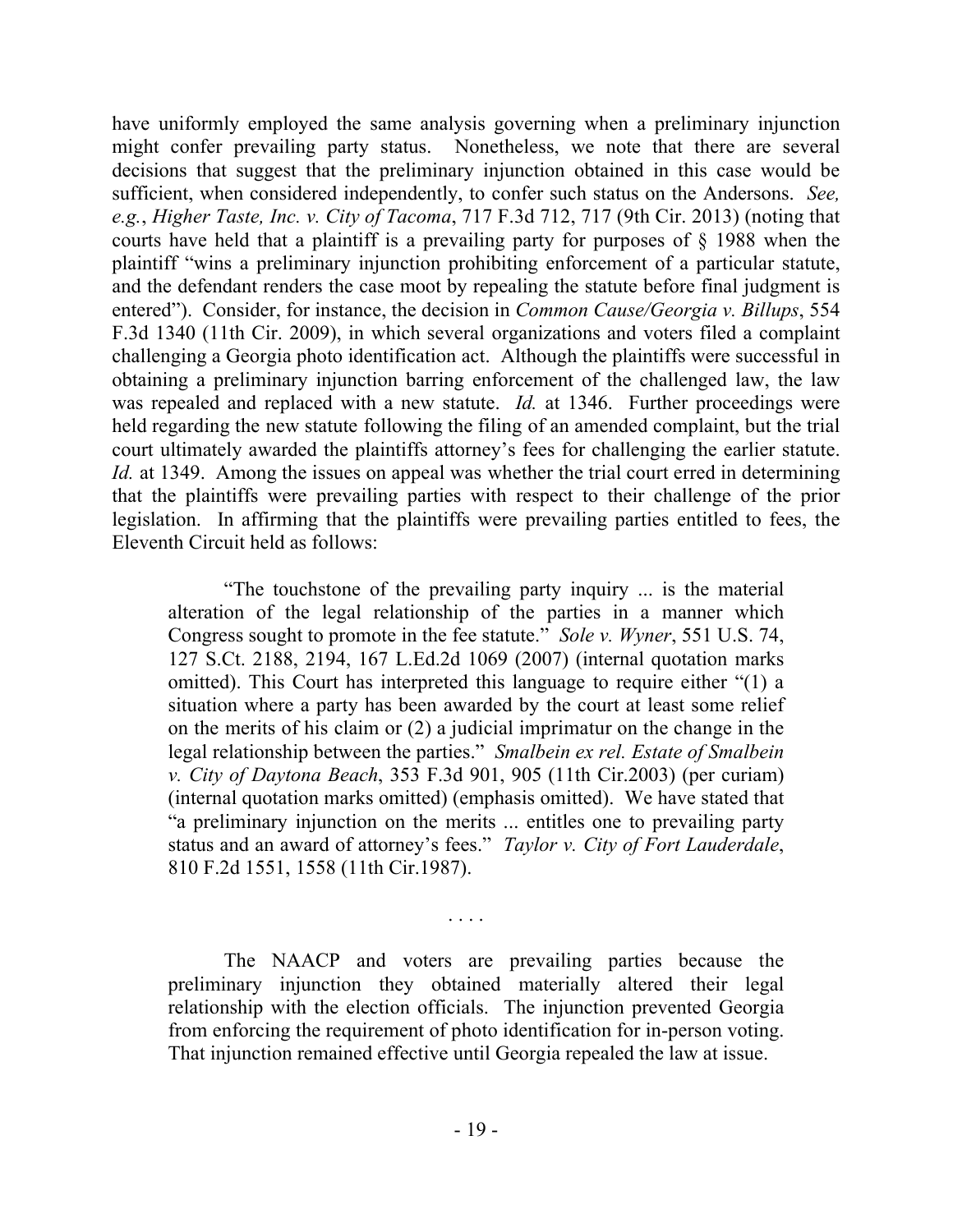have uniformly employed the same analysis governing when a preliminary injunction might confer prevailing party status. Nonetheless, we note that there are several decisions that suggest that the preliminary injunction obtained in this case would be sufficient, when considered independently, to confer such status on the Andersons. *See, e.g.*, *Higher Taste, Inc. v. City of Tacoma*, 717 F.3d 712, 717 (9th Cir. 2013) (noting that courts have held that a plaintiff is a prevailing party for purposes of § 1988 when the plaintiff "wins a preliminary injunction prohibiting enforcement of a particular statute, and the defendant renders the case moot by repealing the statute before final judgment is entered"). Consider, for instance, the decision in *Common Cause/Georgia v. Billups*, 554 F.3d 1340 (11th Cir. 2009), in which several organizations and voters filed a complaint challenging a Georgia photo identification act. Although the plaintiffs were successful in obtaining a preliminary injunction barring enforcement of the challenged law, the law was repealed and replaced with a new statute. *Id.* at 1346. Further proceedings were held regarding the new statute following the filing of an amended complaint, but the trial court ultimately awarded the plaintiffs attorney's fees for challenging the earlier statute. *Id.* at 1349. Among the issues on appeal was whether the trial court erred in determining that the plaintiffs were prevailing parties with respect to their challenge of the prior legislation. In affirming that the plaintiffs were prevailing parties entitled to fees, the Eleventh Circuit held as follows:

> "The touchstone of the prevailing party inquiry ... is the material alteration of the legal relationship of the parties in a manner which Congress sought to promote in the fee statute." *Sole v. Wyner*, 551 U.S. 74, 127 S.Ct. 2188, 2194, 167 L.Ed.2d 1069 (2007) (internal quotation marks omitted). This Court has interpreted this language to require either "(1) a situation where a party has been awarded by the court at least some relief on the merits of his claim or (2) a judicial imprimatur on the change in the legal relationship between the parties." *Smalbein ex rel. Estate of Smalbein v. City of Daytona Beach*, 353 F.3d 901, 905 (11th Cir.2003) (per curiam) (internal quotation marks omitted) (emphasis omitted). We have stated that "a preliminary injunction on the merits ... entitles one to prevailing party status and an award of attorney's fees." *Taylor v. City of Fort Lauderdale*, 810 F.2d 1551, 1558 (11th Cir.1987).
>
> . . . .
>
> The NAACP and voters are prevailing parties because the preliminary injunction they obtained materially altered their legal relationship with the election officials. The injunction prevented Georgia from enforcing the requirement of photo identification for in-person voting. That injunction remained effective until Georgia repealed the law at issue.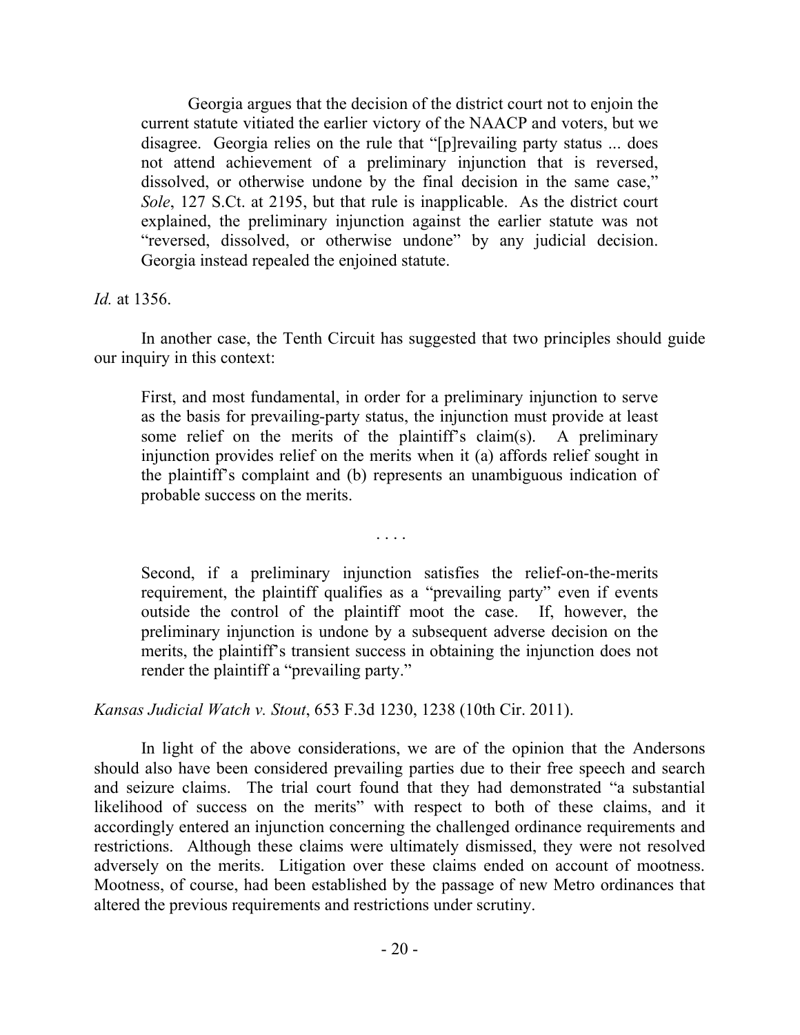> Georgia argues that the decision of the district court not to enjoin the current statute vitiated the earlier victory of the NAACP and voters, but we disagree. Georgia relies on the rule that "[p]revailing party status ... does not attend achievement of a preliminary injunction that is reversed, dissolved, or otherwise undone by the final decision in the same case," *Sole*, 127 S.Ct. at 2195, but that rule is inapplicable. As the district court explained, the preliminary injunction against the earlier statute was not "reversed, dissolved, or otherwise undone" by any judicial decision. Georgia instead repealed the enjoined statute.

*Id.* at 1356.

In another case, the Tenth Circuit has suggested that two principles should guide our inquiry in this context:

> First, and most fundamental, in order for a preliminary injunction to serve as the basis for prevailing-party status, the injunction must provide at least some relief on the merits of the plaintiff's claim(s). A preliminary injunction provides relief on the merits when it (a) affords relief sought in the plaintiff's complaint and (b) represents an unambiguous indication of probable success on the merits.
>
> . . . .
>
> Second, if a preliminary injunction satisfies the relief-on-the-merits requirement, the plaintiff qualifies as a "prevailing party" even if events outside the control of the plaintiff moot the case. If, however, the preliminary injunction is undone by a subsequent adverse decision on the merits, the plaintiff's transient success in obtaining the injunction does not render the plaintiff a "prevailing party."

*Kansas Judicial Watch v. Stout*, 653 F.3d 1230, 1238 (10th Cir. 2011).

In light of the above considerations, we are of the opinion that the Andersons should also have been considered prevailing parties due to their free speech and search and seizure claims. The trial court found that they had demonstrated "a substantial likelihood of success on the merits" with respect to both of these claims, and it accordingly entered an injunction concerning the challenged ordinance requirements and restrictions. Although these claims were ultimately dismissed, they were not resolved adversely on the merits. Litigation over these claims ended on account of mootness. Mootness, of course, had been established by the passage of new Metro ordinances that altered the previous requirements and restrictions under scrutiny.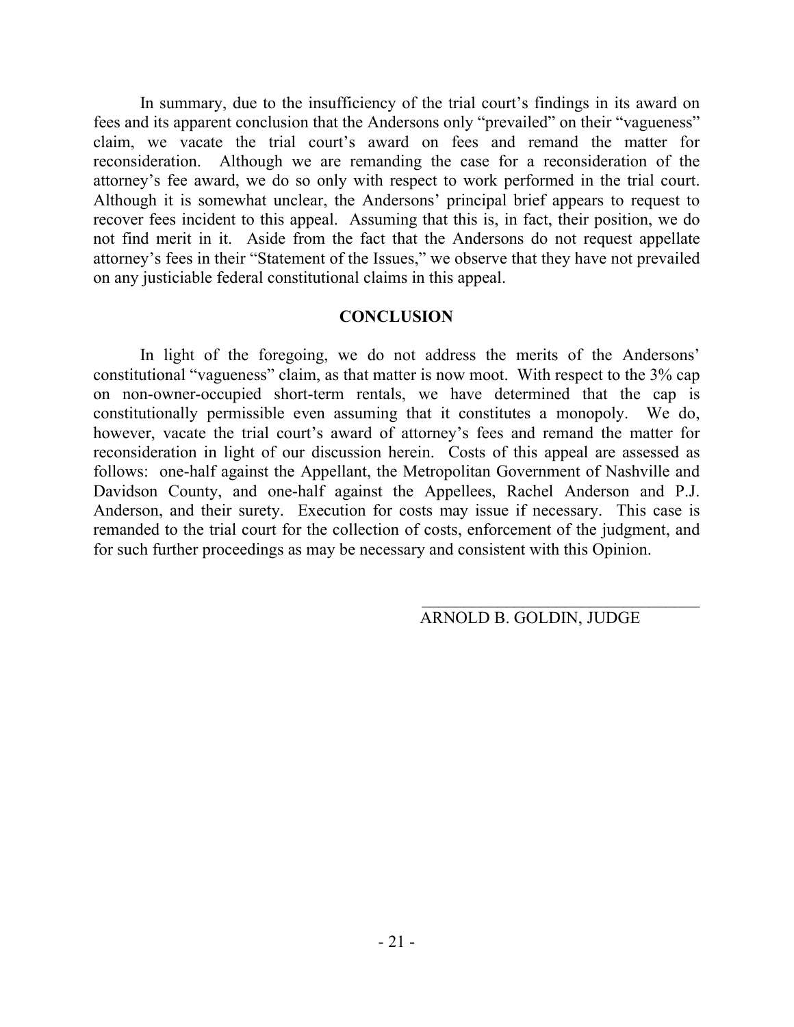In summary, due to the insufficiency of the trial court's findings in its award on fees and its apparent conclusion that the Andersons only "prevailed" on their "vagueness" claim, we vacate the trial court's award on fees and remand the matter for reconsideration. Although we are remanding the case for a reconsideration of the attorney's fee award, we do so only with respect to work performed in the trial court. Although it is somewhat unclear, the Andersons' principal brief appears to request to recover fees incident to this appeal. Assuming that this is, in fact, their position, we do not find merit in it. Aside from the fact that the Andersons do not request appellate attorney's fees in their "Statement of the Issues," we observe that they have not prevailed on any justiciable federal constitutional claims in this appeal.

## CONCLUSION

In light of the foregoing, we do not address the merits of the Andersons' constitutional "vagueness" claim, as that matter is now moot. With respect to the 3% cap on non-owner-occupied short-term rentals, we have determined that the cap is constitutionally permissible even assuming that it constitutes a monopoly. We do, however, vacate the trial court's award of attorney's fees and remand the matter for reconsideration in light of our discussion herein. Costs of this appeal are assessed as follows: one-half against the Appellant, the Metropolitan Government of Nashville and Davidson County, and one-half against the Appellees, Rachel Anderson and P.J. Anderson, and their surety. Execution for costs may issue if necessary. This case is remanded to the trial court for the collection of costs, enforcement of the judgment, and for such further proceedings as may be necessary and consistent with this Opinion.

\_\_\_\_\_\_\_\_\_\_\_\_\_\_\_\_\_\_\_\_\_\_\_\_\_\_\_\_\_\_\_\_\_\_

ARNOLD B. GOLDIN, JUDGE